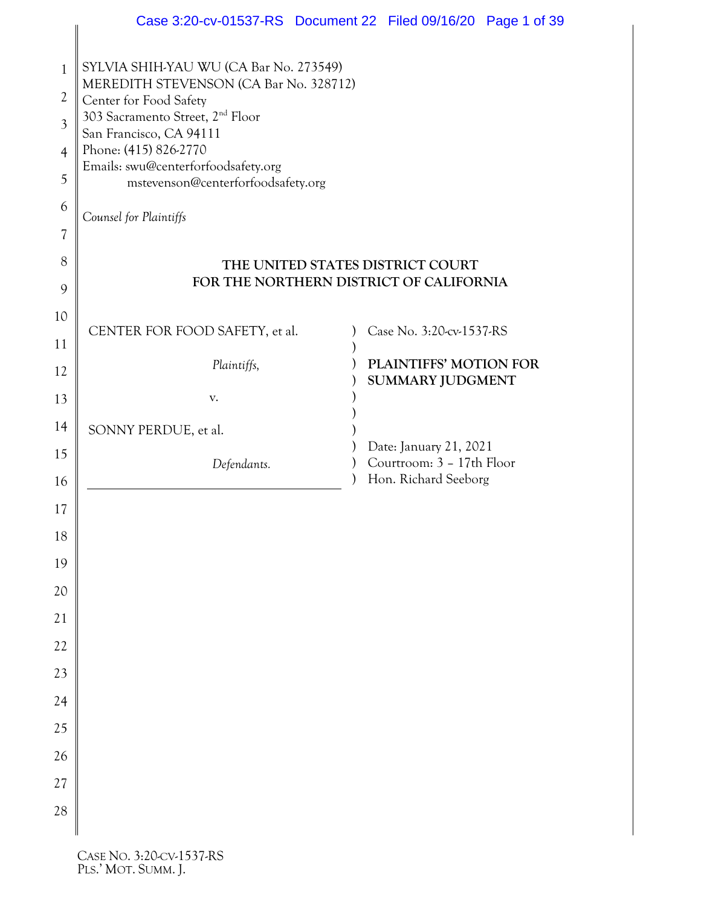SYLVIA SHIH-YAU WU (CA Bar No. 273549)
MEREDITH STEVENSON (CA Bar No. 328712)
Center for Food Safety
303 Sacramento Street, 2nd Floor
San Francisco, CA 94111
Phone: (415) 826-2770
Emails: swu@centerforfoodsafety.org
mstevenson@centerforfoodsafety.org

*Counsel for Plaintiffs*

**THE UNITED STATES DISTRICT COURT**
**FOR THE NORTHERN DISTRICT OF CALIFORNIA**

| | |
|---|---|
| CENTER FOR FOOD SAFETY, et al. | Case No. 3:20-cv-1537-RS |
| *Plaintiffs,* | **PLAINTIFFS' MOTION FOR SUMMARY JUDGMENT** |
| v. | |
| SONNY PERDUE, et al. | Date: January 21, 2021 |
| *Defendants.* | Courtroom: 3 – 17th Floor |
| | Hon. Richard Seeborg |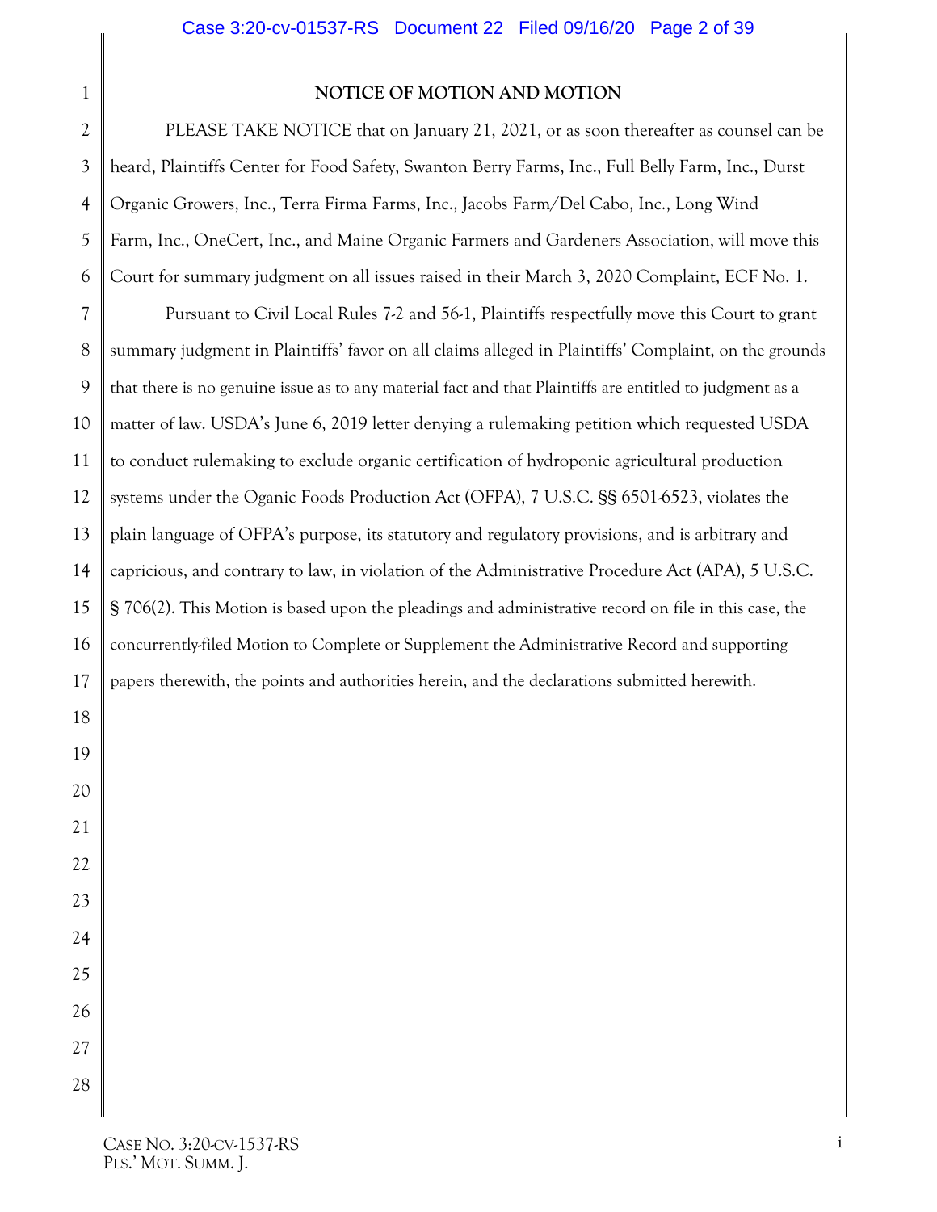## NOTICE OF MOTION AND MOTION

PLEASE TAKE NOTICE that on January 21, 2021, or as soon thereafter as counsel can be heard, Plaintiffs Center for Food Safety, Swanton Berry Farms, Inc., Full Belly Farm, Inc., Durst Organic Growers, Inc., Terra Firma Farms, Inc., Jacobs Farm/Del Cabo, Inc., Long Wind Farm, Inc., OneCert, Inc., and Maine Organic Farmers and Gardeners Association, will move this Court for summary judgment on all issues raised in their March 3, 2020 Complaint, ECF No. 1.

Pursuant to Civil Local Rules 7-2 and 56-1, Plaintiffs respectfully move this Court to grant summary judgment in Plaintiffs' favor on all claims alleged in Plaintiffs' Complaint, on the grounds that there is no genuine issue as to any material fact and that Plaintiffs are entitled to judgment as a matter of law. USDA's June 6, 2019 letter denying a rulemaking petition which requested USDA to conduct rulemaking to exclude organic certification of hydroponic agricultural production systems under the Oganic Foods Production Act (OFPA), 7 U.S.C. §§ 6501-6523, violates the plain language of OFPA's purpose, its statutory and regulatory provisions, and is arbitrary and capricious, and contrary to law, in violation of the Administrative Procedure Act (APA), 5 U.S.C. § 706(2). This Motion is based upon the pleadings and administrative record on file in this case, the concurrently-filed Motion to Complete or Supplement the Administrative Record and supporting papers therewith, the points and authorities herein, and the declarations submitted herewith.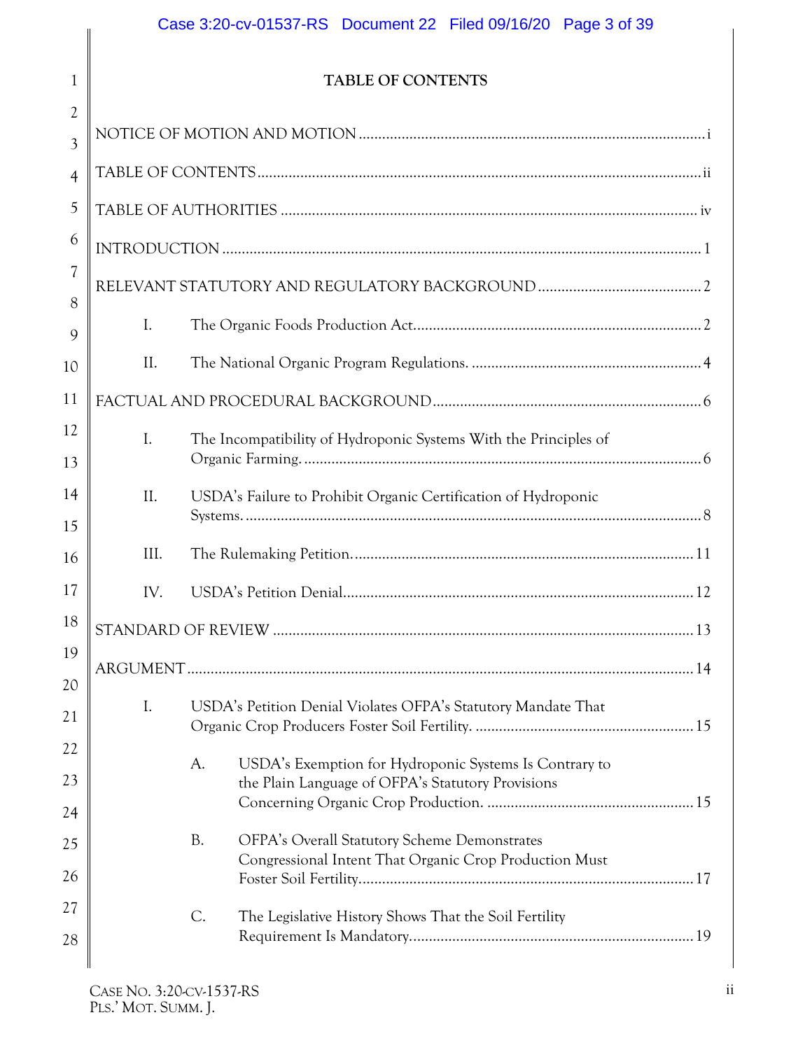## TABLE OF CONTENTS

NOTICE OF MOTION AND MOTION ........................................................................................i

TABLE OF CONTENTS...................................................................................................ii

TABLE OF AUTHORITIES .............................................................................................iv

INTRODUCTION ...........................................................................................................1

RELEVANT STATUTORY AND REGULATORY BACKGROUND ..........................................2

- I. The Organic Foods Production Act.........................................................................2
- II. The National Organic Program Regulations. ...........................................................4

FACTUAL AND PROCEDURAL BACKGROUND....................................................................6

- I. The Incompatibility of Hydroponic Systems With the Principles of Organic Farming. ........................................................................................................6
- II. USDA's Failure to Prohibit Organic Certification of Hydroponic Systems. ...............................................................................................................8
- III. The Rulemaking Petition.......................................................................................11
- IV. USDA's Petition Denial.........................................................................................12

STANDARD OF REVIEW ...............................................................................................13

ARGUMENT ..................................................................................................................14

- I. USDA's Petition Denial Violates OFPA's Statutory Mandate That Organic Crop Producers Foster Soil Fertility. ......................................................15
  - A. USDA's Exemption for Hydroponic Systems Is Contrary to the Plain Language of OFPA's Statutory Provisions Concerning Organic Crop Production. ....................................................15
  - B. OFPA's Overall Statutory Scheme Demonstrates Congressional Intent That Organic Crop Production Must Foster Soil Fertility.....................................................................................17
  - C. The Legislative History Shows That the Soil Fertility Requirement Is Mandatory.......................................................................19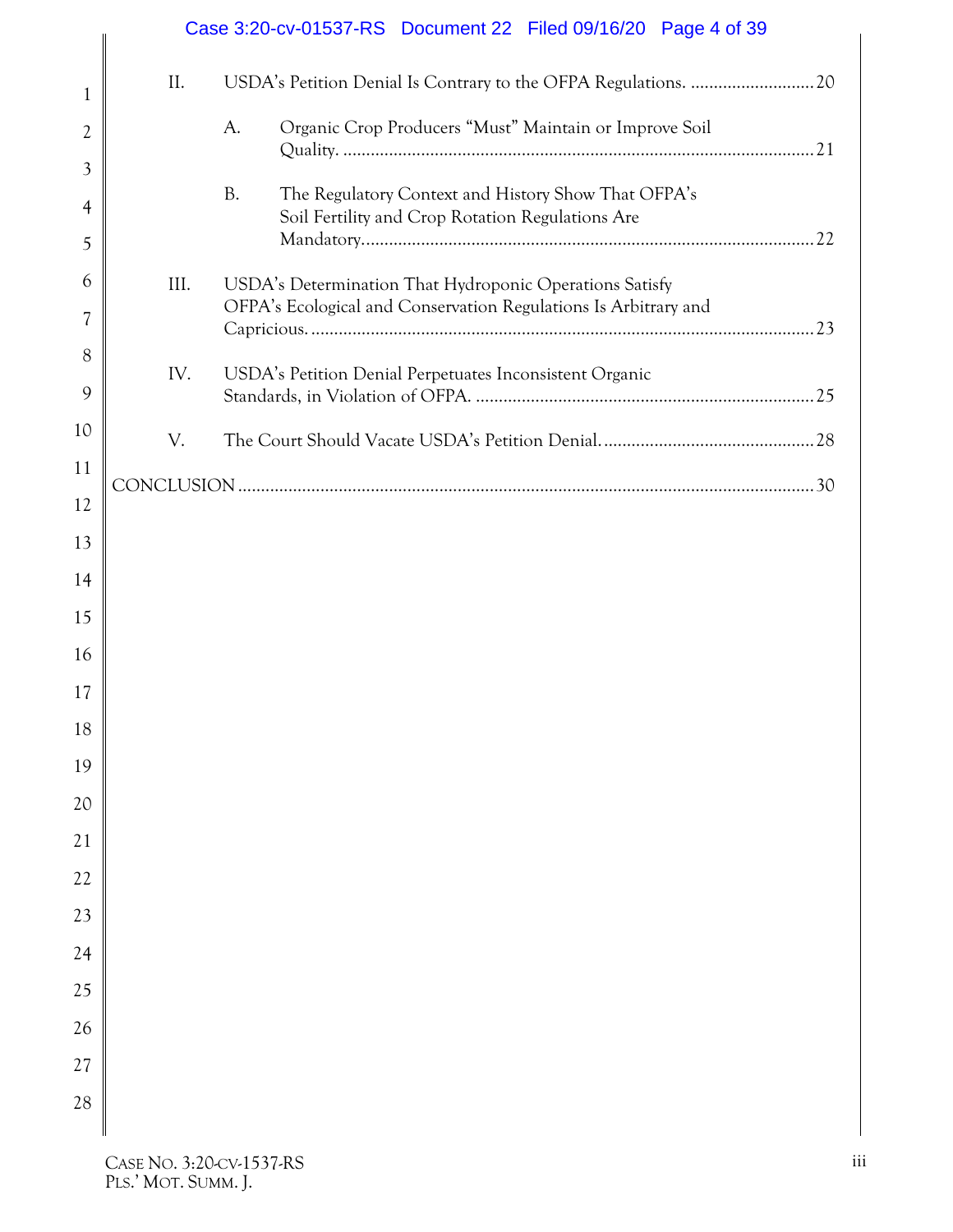II. USDA's Petition Denial Is Contrary to the OFPA Regulations. ........................... 20

A. Organic Crop Producers "Must" Maintain or Improve Soil Quality. ........................................................................................................ 21

B. The Regulatory Context and History Show That OFPA's Soil Fertility and Crop Rotation Regulations Are Mandatory. ................................................................................................ 22

III. USDA's Determination That Hydroponic Operations Satisfy OFPA's Ecological and Conservation Regulations Is Arbitrary and Capricious. ............................................................................................................ 23

IV. USDA's Petition Denial Perpetuates Inconsistent Organic Standards, in Violation of OFPA. ......................................................................... 25

V. The Court Should Vacate USDA's Petition Denial. ............................................... 28

CONCLUSION ............................................................................................................................ 30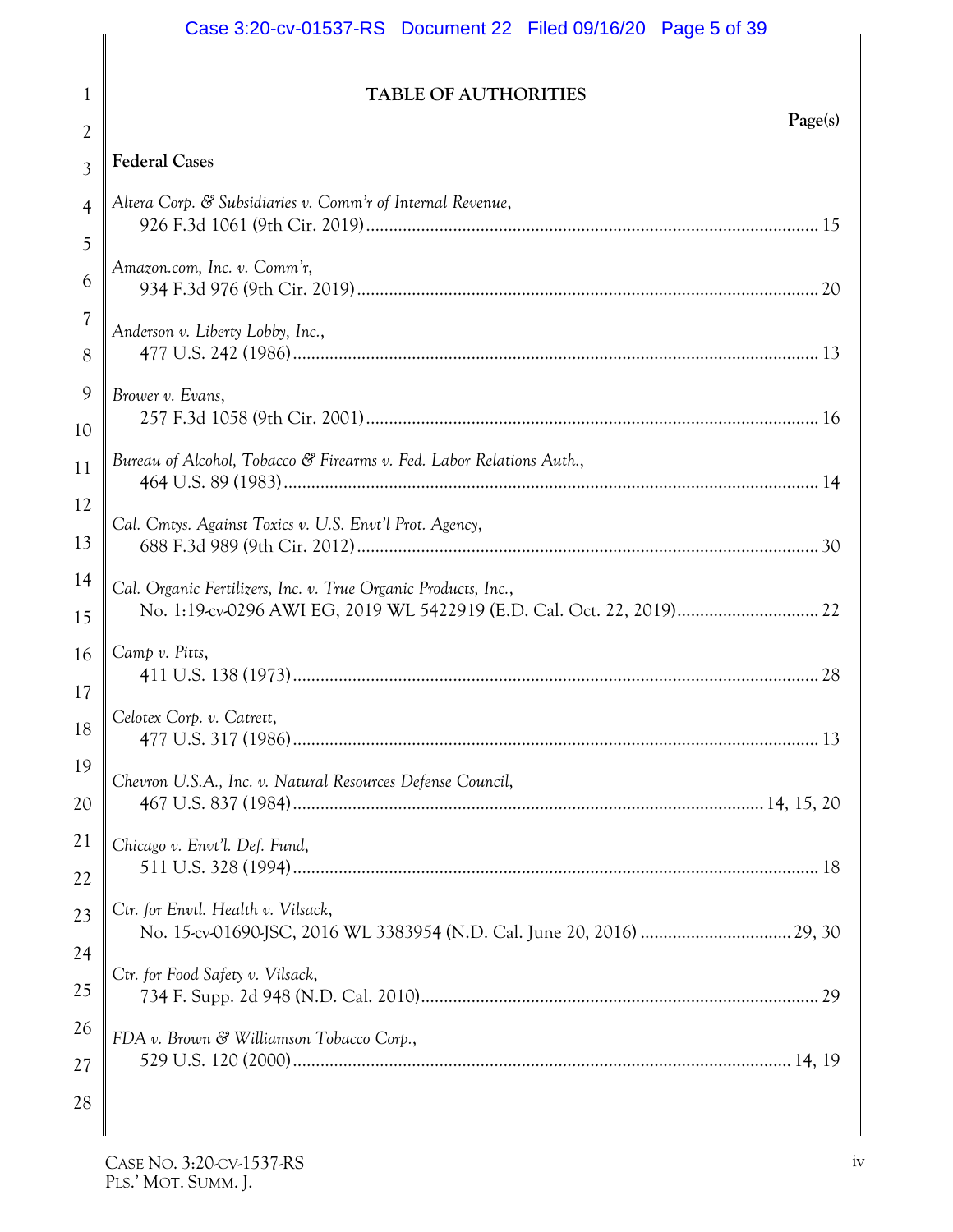# TABLE OF AUTHORITIES

**Page(s)**

**Federal Cases**

*Altera Corp. & Subsidiaries v. Comm'r of Internal Revenue*,
926 F.3d 1061 (9th Cir. 2019) ........................................ 15

*Amazon.com, Inc. v. Comm'r*,
934 F.3d 976 (9th Cir. 2019) ........................................ 20

*Anderson v. Liberty Lobby, Inc.*,
477 U.S. 242 (1986) ........................................ 13

*Brower v. Evans*,
257 F.3d 1058 (9th Cir. 2001) ........................................ 16

*Bureau of Alcohol, Tobacco & Firearms v. Fed. Labor Relations Auth.*,
464 U.S. 89 (1983) ........................................ 14

*Cal. Cmtys. Against Toxics v. U.S. Envt'l Prot. Agency*,
688 F.3d 989 (9th Cir. 2012) ........................................ 30

*Cal. Organic Fertilizers, Inc. v. True Organic Products, Inc.*,
No. 1:19-cv-0296 AWI EG, 2019 WL 5422919 (E.D. Cal. Oct. 22, 2019) ........................................ 22

*Camp v. Pitts*,
411 U.S. 138 (1973) ........................................ 28

*Celotex Corp. v. Catrett*,
477 U.S. 317 (1986) ........................................ 13

*Chevron U.S.A., Inc. v. Natural Resources Defense Council*,
467 U.S. 837 (1984) ........................................ 14, 15, 20

*Chicago v. Envt'l. Def. Fund*,
511 U.S. 328 (1994) ........................................ 18

*Ctr. for Envtl. Health v. Vilsack*,
No. 15-cv-01690-JSC, 2016 WL 3383954 (N.D. Cal. June 20, 2016) ........................................ 29, 30

*Ctr. for Food Safety v. Vilsack*,
734 F. Supp. 2d 948 (N.D. Cal. 2010) ........................................ 29

*FDA v. Brown & Williamson Tobacco Corp.*,
529 U.S. 120 (2000) ........................................ 14, 19

CASE NO. 3:20-CV-1537-RS
PLS.' MOT. SUMM. J.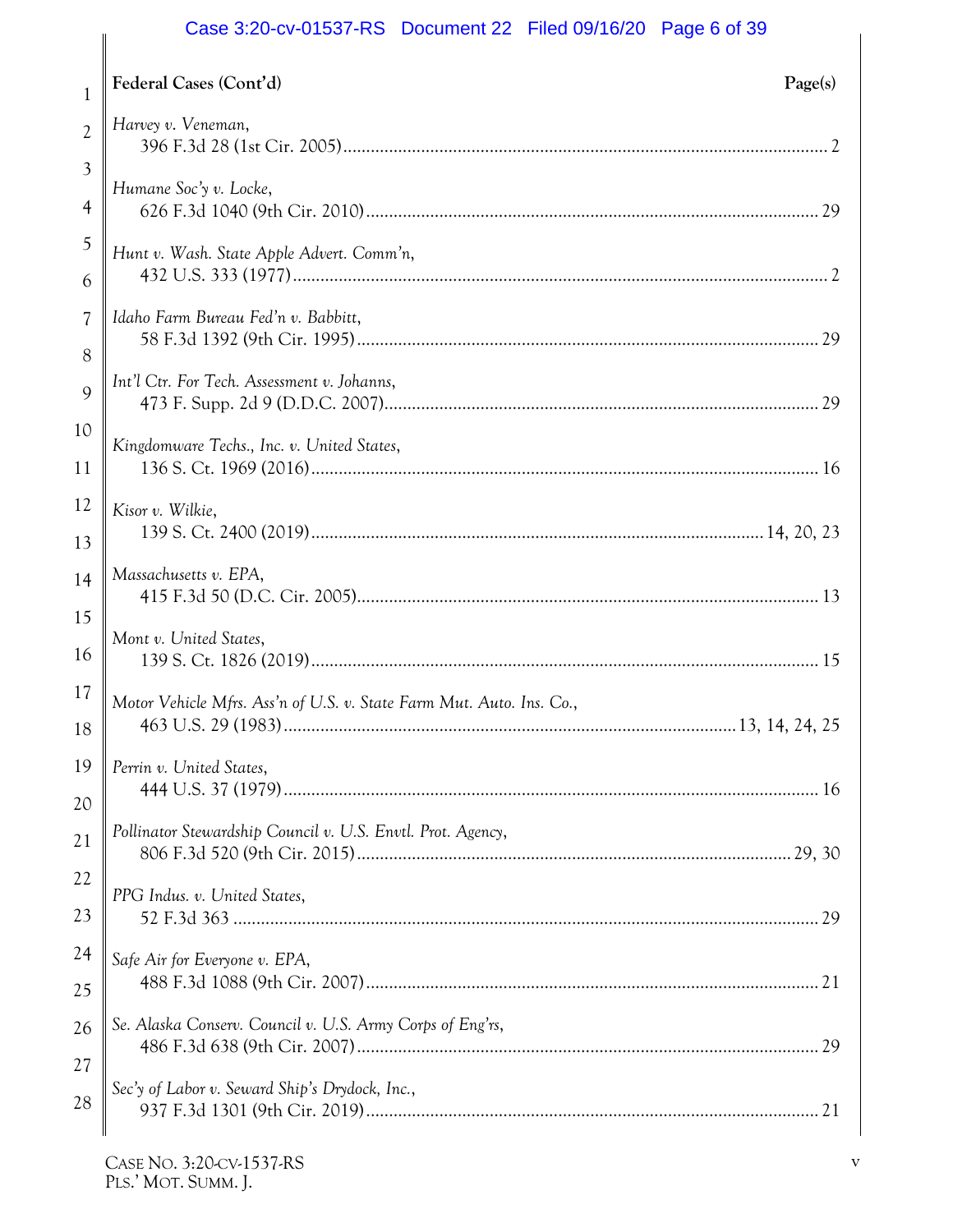**Federal Cases (Cont'd)** | **Page(s)**

*Harvey v. Veneman*,
396 F.3d 28 (1st Cir. 2005) .......... 2

*Humane Soc'y v. Locke*,
626 F.3d 1040 (9th Cir. 2010) .......... 29

*Hunt v. Wash. State Apple Advert. Comm'n*,
432 U.S. 333 (1977) .......... 2

*Idaho Farm Bureau Fed'n v. Babbitt*,
58 F.3d 1392 (9th Cir. 1995) .......... 29

*Int'l Ctr. For Tech. Assessment v. Johanns*,
473 F. Supp. 2d 9 (D.D.C. 2007) .......... 29

*Kingdomware Techs., Inc. v. United States*,
136 S. Ct. 1969 (2016) .......... 16

*Kisor v. Wilkie*,
139 S. Ct. 2400 (2019) .......... 14, 20, 23

*Massachusetts v. EPA*,
415 F.3d 50 (D.C. Cir. 2005) .......... 13

*Mont v. United States*,
139 S. Ct. 1826 (2019) .......... 15

*Motor Vehicle Mfrs. Ass'n of U.S. v. State Farm Mut. Auto. Ins. Co.*,
463 U.S. 29 (1983) .......... 13, 14, 24, 25

*Perrin v. United States*,
444 U.S. 37 (1979) .......... 16

*Pollinator Stewardship Council v. U.S. Envtl. Prot. Agency*,
806 F.3d 520 (9th Cir. 2015) .......... 29, 30

*PPG Indus. v. United States*,
52 F.3d 363 .......... 29

*Safe Air for Everyone v. EPA*,
488 F.3d 1088 (9th Cir. 2007) .......... 21

*Se. Alaska Conserv. Council v. U.S. Army Corps of Eng'rs*,
486 F.3d 638 (9th Cir. 2007) .......... 29

*Sec'y of Labor v. Seward Ship's Drydock, Inc.*,
937 F.3d 1301 (9th Cir. 2019) .......... 21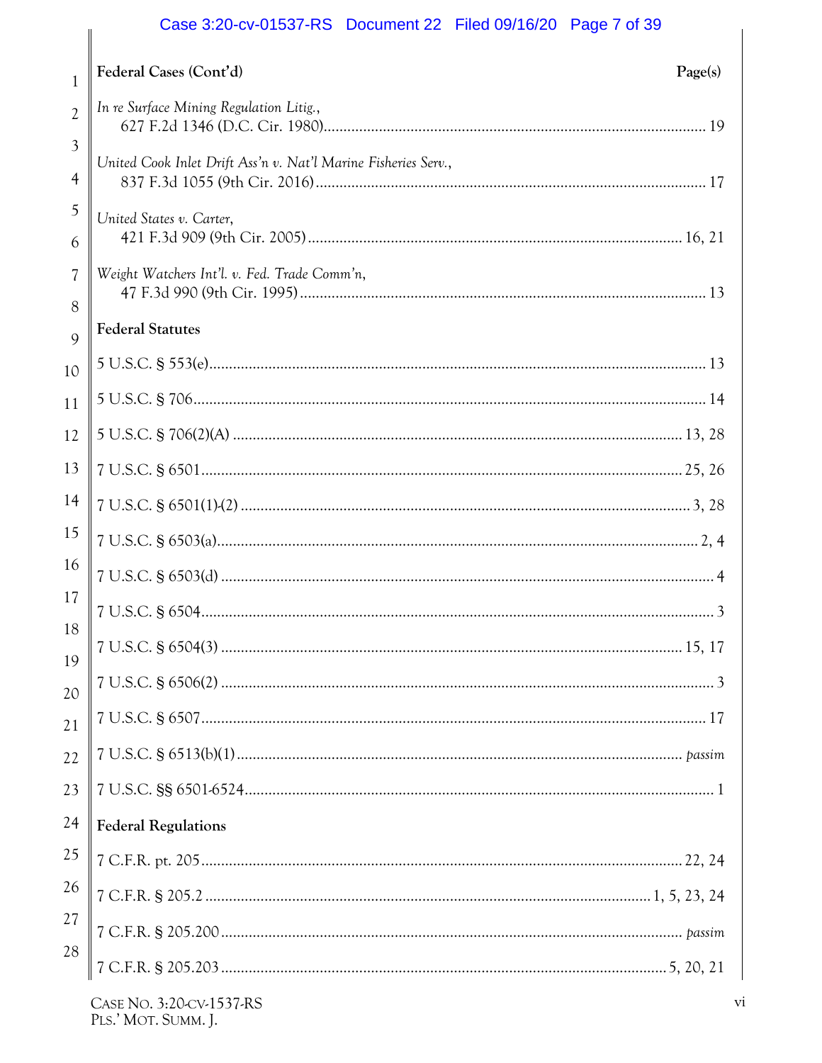**Federal Cases (Cont'd)** | **Page(s)**

*In re Surface Mining Regulation Litig.*,
627 F.2d 1346 (D.C. Cir. 1980) ... 19

*United Cook Inlet Drift Ass'n v. Nat'l Marine Fisheries Serv.*,
837 F.3d 1055 (9th Cir. 2016) ... 17

*United States v. Carter*,
421 F.3d 909 (9th Cir. 2005) ... 16, 21

*Weight Watchers Int'l. v. Fed. Trade Comm'n*,
47 F.3d 990 (9th Cir. 1995) ... 13

**Federal Statutes**

5 U.S.C. § 553(e) ... 13

5 U.S.C. § 706 ... 14

5 U.S.C. § 706(2)(A) ... 13, 28

7 U.S.C. § 6501 ... 25, 26

7 U.S.C. § 6501(1)-(2) ... 3, 28

7 U.S.C. § 6503(a) ... 2, 4

7 U.S.C. § 6503(d) ... 4

7 U.S.C. § 6504 ... 3

7 U.S.C. § 6504(3) ... 15, 17

7 U.S.C. § 6506(2) ... 3

7 U.S.C. § 6507 ... 17

7 U.S.C. § 6513(b)(1) ... *passim*

7 U.S.C. §§ 6501-6524 ... 1

**Federal Regulations**

7 C.F.R. pt. 205 ... 22, 24

7 C.F.R. § 205.2 ... 1, 5, 23, 24

7 C.F.R. § 205.200 ... *passim*

7 C.F.R. § 205.203 ... 5, 20, 21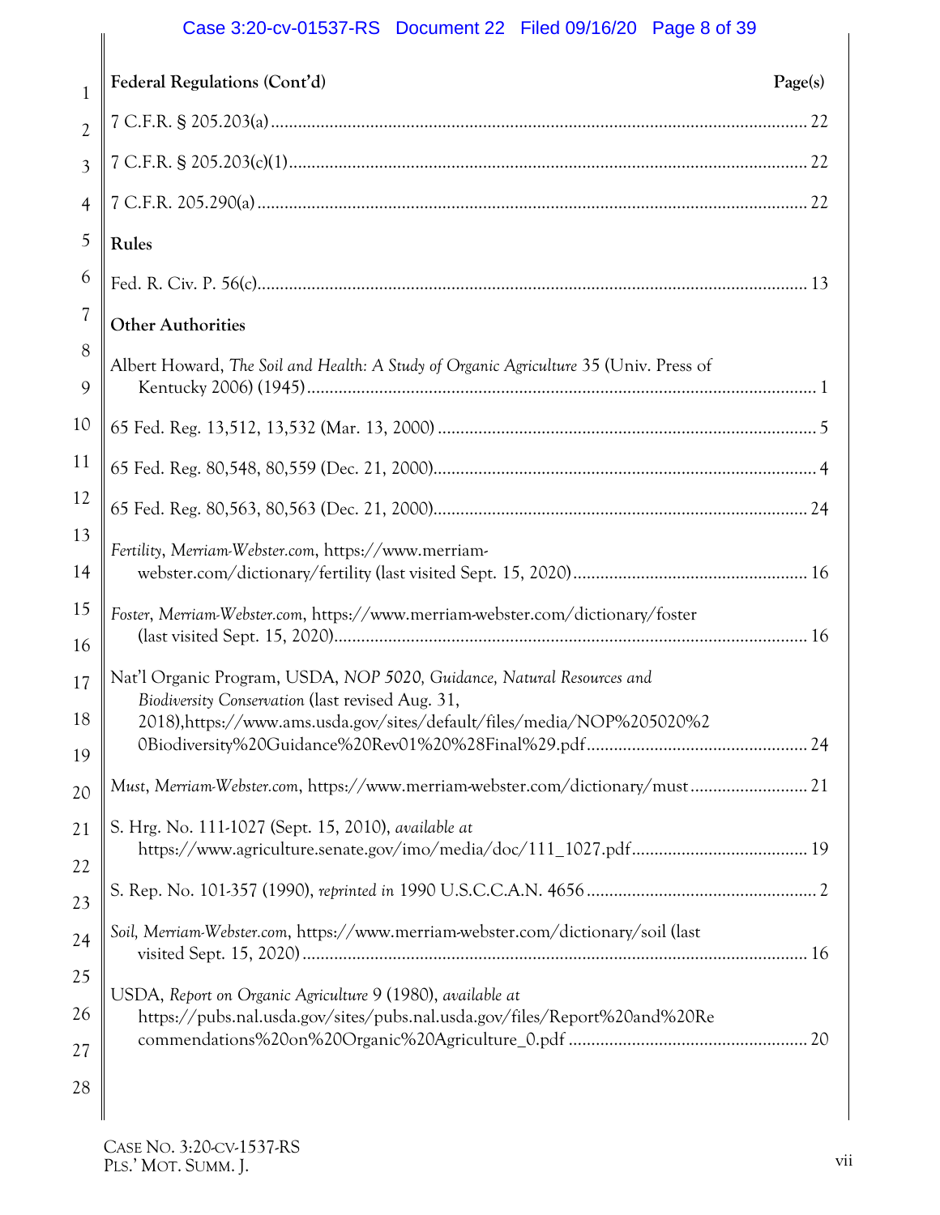**Federal Regulations (Cont'd)** Page(s)

7 C.F.R. § 205.203(a) ..... 22

7 C.F.R. § 205.203(c)(1) ..... 22

7 C.F.R. 205.290(a) ..... 22

**Rules**

Fed. R. Civ. P. 56(c) ..... 13

**Other Authorities**

Albert Howard, *The Soil and Health: A Study of Organic Agriculture* 35 (Univ. Press of Kentucky 2006) (1945) ..... 1

65 Fed. Reg. 13,512, 13,532 (Mar. 13, 2000) ..... 5

65 Fed. Reg. 80,548, 80,559 (Dec. 21, 2000) ..... 4

65 Fed. Reg. 80,563, 80,563 (Dec. 21, 2000) ..... 24

*Fertility*, *Merriam-Webster.com*, https://www.merriam-webster.com/dictionary/fertility (last visited Sept. 15, 2020) ..... 16

*Foster*, *Merriam-Webster.com*, https://www.merriam-webster.com/dictionary/foster (last visited Sept. 15, 2020) ..... 16

Nat'l Organic Program, USDA, *NOP 5020, Guidance, Natural Resources and Biodiversity Conservation* (last revised Aug. 31, 2018),https://www.ams.usda.gov/sites/default/files/media/NOP%205020%20Biodiversity%20Guidance%20Rev01%20%28Final%29.pdf ..... 24

*Must*, *Merriam-Webster.com*, https://www.merriam-webster.com/dictionary/must ..... 21

S. Hrg. No. 111-1027 (Sept. 15, 2010), *available at* https://www.agriculture.senate.gov/imo/media/doc/111_1027.pdf ..... 19

S. Rep. No. 101-357 (1990), *reprinted in* 1990 U.S.C.C.A.N. 4656 ..... 2

*Soil*, *Merriam-Webster.com*, https://www.merriam-webster.com/dictionary/soil (last visited Sept. 15, 2020) ..... 16

USDA, *Report on Organic Agriculture* 9 (1980), *available at* https://pubs.nal.usda.gov/sites/pubs.nal.usda.gov/files/Report%20and%20Recommendations%20on%20Organic%20Agriculture_0.pdf ..... 20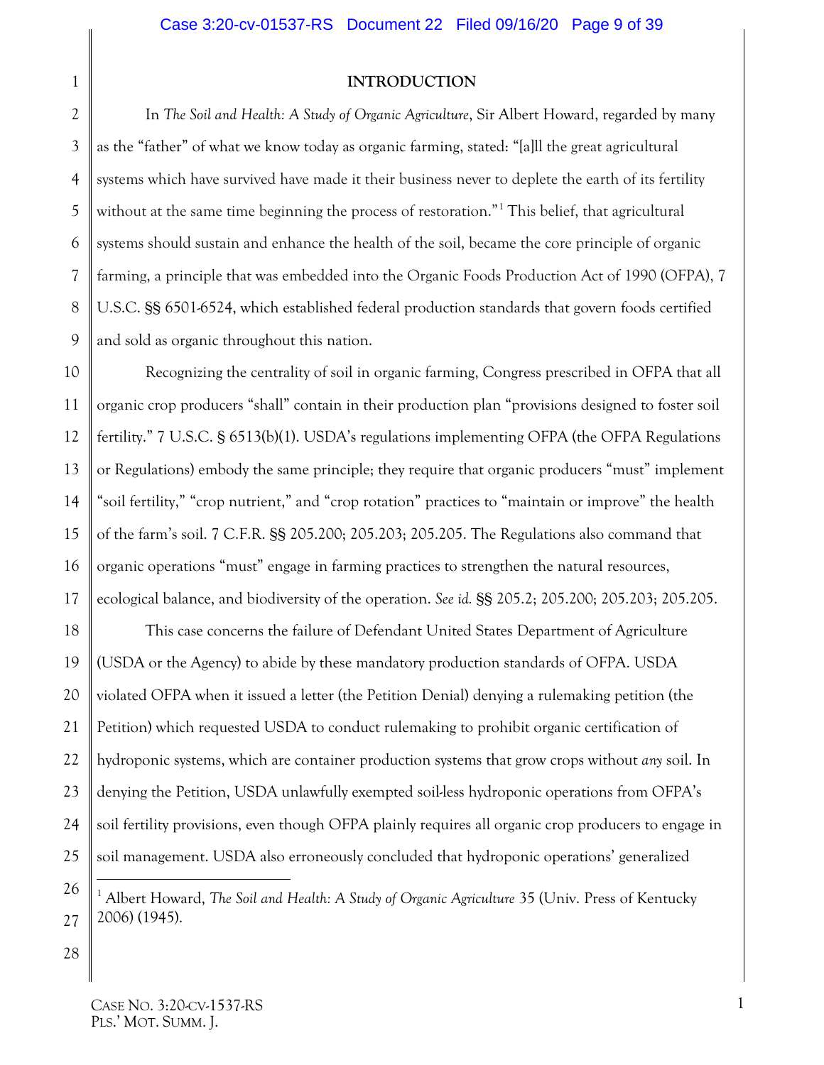## INTRODUCTION

In *The Soil and Health: A Study of Organic Agriculture*, Sir Albert Howard, regarded by many as the "father" of what we know today as organic farming, stated: "[a]ll the great agricultural systems which have survived have made it their business never to deplete the earth of its fertility without at the same time beginning the process of restoration."[1] This belief, that agricultural systems should sustain and enhance the health of the soil, became the core principle of organic farming, a principle that was embedded into the Organic Foods Production Act of 1990 (OFPA), 7 U.S.C. §§ 6501-6524, which established federal production standards that govern foods certified and sold as organic throughout this nation.

Recognizing the centrality of soil in organic farming, Congress prescribed in OFPA that all organic crop producers "shall" contain in their production plan "provisions designed to foster soil fertility." 7 U.S.C. § 6513(b)(1). USDA's regulations implementing OFPA (the OFPA Regulations or Regulations) embody the same principle; they require that organic producers "must" implement "soil fertility," "crop nutrient," and "crop rotation" practices to "maintain or improve" the health of the farm's soil. 7 C.F.R. §§ 205.200; 205.203; 205.205. The Regulations also command that organic operations "must" engage in farming practices to strengthen the natural resources, ecological balance, and biodiversity of the operation. *See id.* §§ 205.2; 205.200; 205.203; 205.205.

This case concerns the failure of Defendant United States Department of Agriculture (USDA or the Agency) to abide by these mandatory production standards of OFPA. USDA violated OFPA when it issued a letter (the Petition Denial) denying a rulemaking petition (the Petition) which requested USDA to conduct rulemaking to prohibit organic certification of hydroponic systems, which are container production systems that grow crops without *any* soil. In denying the Petition, USDA unlawfully exempted soil-less hydroponic operations from OFPA's soil fertility provisions, even though OFPA plainly requires all organic crop producers to engage in soil management. USDA also erroneously concluded that hydroponic operations' generalized

[1] Albert Howard, *The Soil and Health: A Study of Organic Agriculture* 35 (Univ. Press of Kentucky 2006) (1945).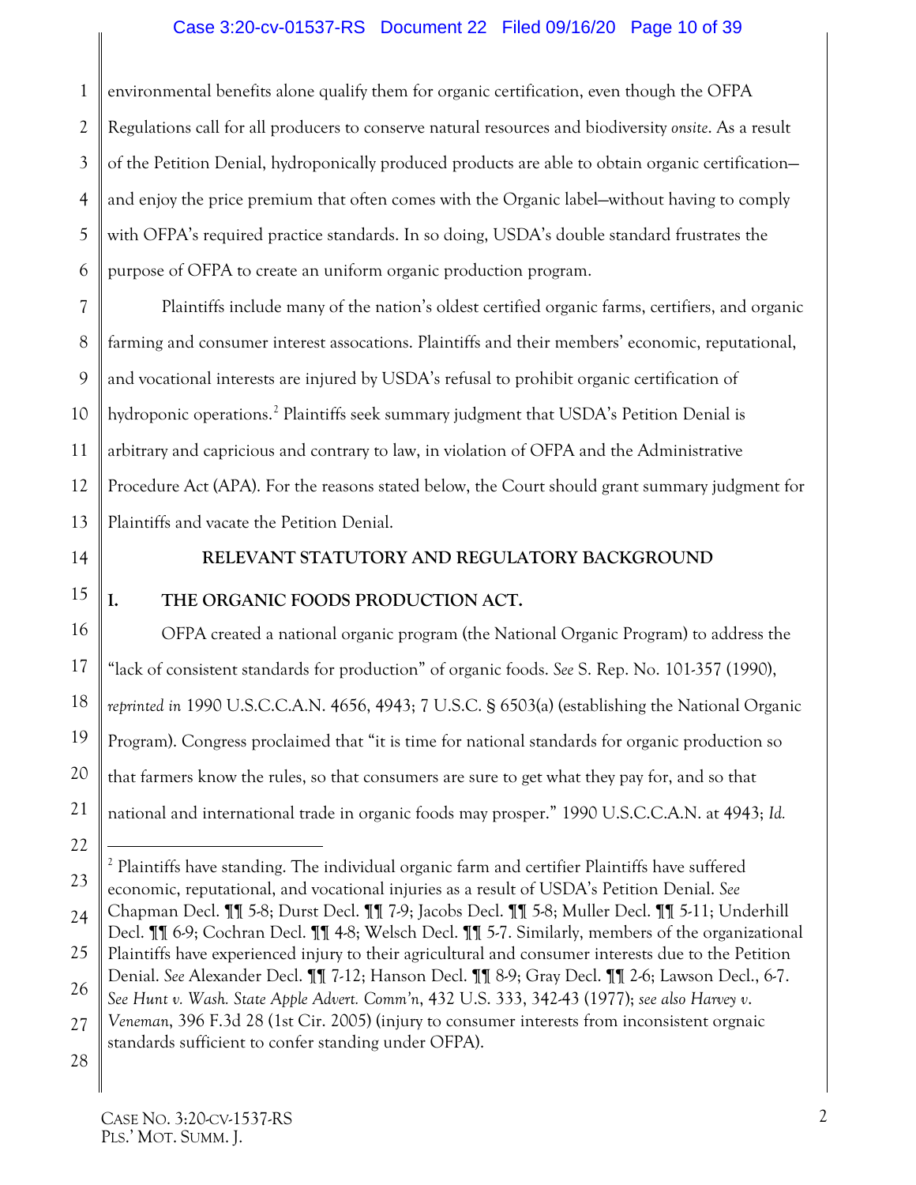environmental benefits alone qualify them for organic certification, even though the OFPA Regulations call for all producers to conserve natural resources and biodiversity *onsite*. As a result of the Petition Denial, hydroponically produced products are able to obtain organic certification—and enjoy the price premium that often comes with the Organic label—without having to comply with OFPA's required practice standards. In so doing, USDA's double standard frustrates the purpose of OFPA to create an uniform organic production program.

Plaintiffs include many of the nation's oldest certified organic farms, certifiers, and organic farming and consumer interest assocations. Plaintiffs and their members' economic, reputational, and vocational interests are injured by USDA's refusal to prohibit organic certification of hydroponic operations.[2] Plaintiffs seek summary judgment that USDA's Petition Denial is arbitrary and capricious and contrary to law, in violation of OFPA and the Administrative Procedure Act (APA). For the reasons stated below, the Court should grant summary judgment for Plaintiffs and vacate the Petition Denial.

## RELEVANT STATUTORY AND REGULATORY BACKGROUND

### I. THE ORGANIC FOODS PRODUCTION ACT.

OFPA created a national organic program (the National Organic Program) to address the "lack of consistent standards for production" of organic foods. *See* S. Rep. No. 101-357 (1990), *reprinted in* 1990 U.S.C.C.A.N. 4656, 4943; 7 U.S.C. § 6503(a) (establishing the National Organic Program). Congress proclaimed that "it is time for national standards for organic production so that farmers know the rules, so that consumers are sure to get what they pay for, and so that national and international trade in organic foods may prosper." 1990 U.S.C.C.A.N. at 4943; *Id.*

---

[2] Plaintiffs have standing. The individual organic farm and certifier Plaintiffs have suffered economic, reputational, and vocational injuries as a result of USDA's Petition Denial. *See* Chapman Decl. ¶¶ 5-8; Durst Decl. ¶¶ 7-9; Jacobs Decl. ¶¶ 5-8; Muller Decl. ¶¶ 5-11; Underhill Decl. ¶¶ 6-9; Cochran Decl. ¶¶ 4-8; Welsch Decl. ¶¶ 5-7. Similarly, members of the organizational Plaintiffs have experienced injury to their agricultural and consumer interests due to the Petition Denial. *See* Alexander Decl. ¶¶ 7-12; Hanson Decl. ¶¶ 8-9; Gray Decl. ¶¶ 2-6; Lawson Decl., 6-7. *See Hunt v. Wash. State Apple Advert. Comm'n*, 432 U.S. 333, 342-43 (1977); *see also Harvey v. Veneman*, 396 F.3d 28 (1st Cir. 2005) (injury to consumer interests from inconsistent orgnaic standards sufficient to confer standing under OFPA).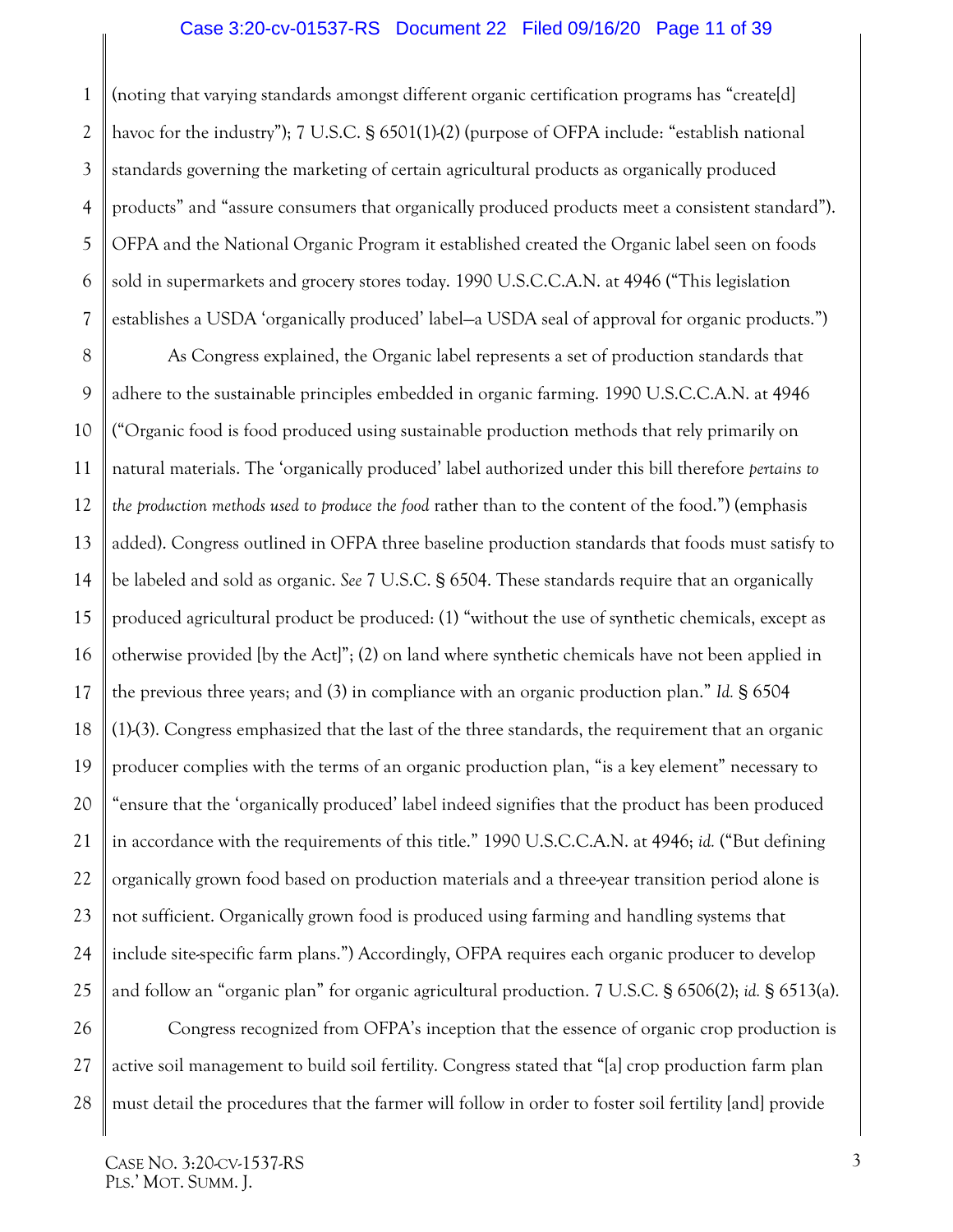(noting that varying standards amongst different organic certification programs has "create[d] havoc for the industry"); 7 U.S.C. § 6501(1)-(2) (purpose of OFPA include: "establish national standards governing the marketing of certain agricultural products as organically produced products" and "assure consumers that organically produced products meet a consistent standard"). OFPA and the National Organic Program it established created the Organic label seen on foods sold in supermarkets and grocery stores today. 1990 U.S.C.C.A.N. at 4946 ("This legislation establishes a USDA 'organically produced' label—a USDA seal of approval for organic products.")

As Congress explained, the Organic label represents a set of production standards that adhere to the sustainable principles embedded in organic farming. 1990 U.S.C.C.A.N. at 4946 ("Organic food is food produced using sustainable production methods that rely primarily on natural materials. The 'organically produced' label authorized under this bill therefore *pertains to the production methods used to produce the food* rather than to the content of the food.") (emphasis added). Congress outlined in OFPA three baseline production standards that foods must satisfy to be labeled and sold as organic. *See* 7 U.S.C. § 6504. These standards require that an organically produced agricultural product be produced: (1) "without the use of synthetic chemicals, except as otherwise provided [by the Act]"; (2) on land where synthetic chemicals have not been applied in the previous three years; and (3) in compliance with an organic production plan." *Id.* § 6504 (1)-(3). Congress emphasized that the last of the three standards, the requirement that an organic producer complies with the terms of an organic production plan, "is a key element" necessary to "ensure that the 'organically produced' label indeed signifies that the product has been produced in accordance with the requirements of this title." 1990 U.S.C.C.A.N. at 4946; *id.* ("But defining organically grown food based on production materials and a three-year transition period alone is not sufficient. Organically grown food is produced using farming and handling systems that include site-specific farm plans.") Accordingly, OFPA requires each organic producer to develop and follow an "organic plan" for organic agricultural production. 7 U.S.C. § 6506(2); *id.* § 6513(a).

Congress recognized from OFPA's inception that the essence of organic crop production is active soil management to build soil fertility. Congress stated that "[a] crop production farm plan must detail the procedures that the farmer will follow in order to foster soil fertility [and] provide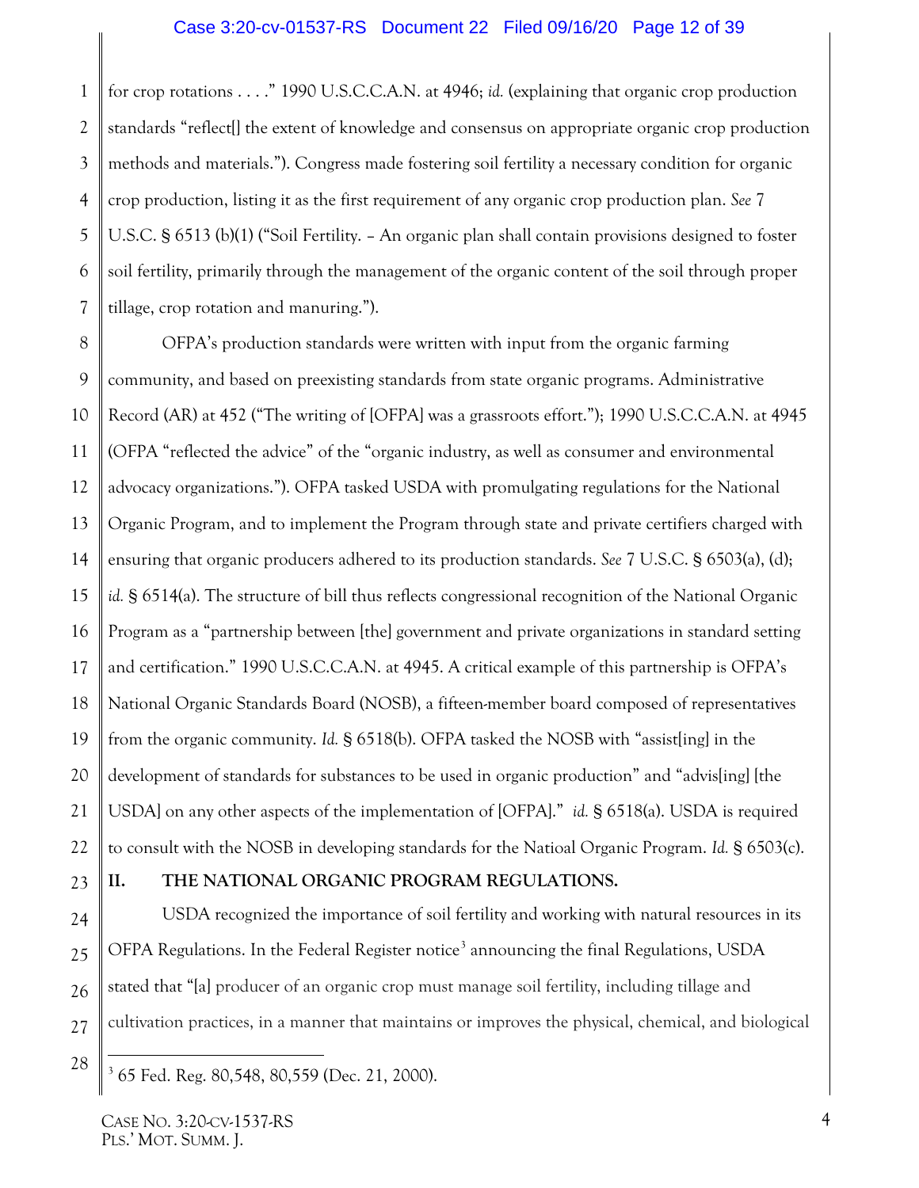for crop rotations . . . ." 1990 U.S.C.C.A.N. at 4946; *id.* (explaining that organic crop production standards "reflect[] the extent of knowledge and consensus on appropriate organic crop production methods and materials."). Congress made fostering soil fertility a necessary condition for organic crop production, listing it as the first requirement of any organic crop production plan. *See* 7 U.S.C. § 6513 (b)(1) ("Soil Fertility. – An organic plan shall contain provisions designed to foster soil fertility, primarily through the management of the organic content of the soil through proper tillage, crop rotation and manuring.").

OFPA's production standards were written with input from the organic farming community, and based on preexisting standards from state organic programs. Administrative Record (AR) at 452 ("The writing of [OFPA] was a grassroots effort."); 1990 U.S.C.C.A.N. at 4945 (OFPA "reflected the advice" of the "organic industry, as well as consumer and environmental advocacy organizations."). OFPA tasked USDA with promulgating regulations for the National Organic Program, and to implement the Program through state and private certifiers charged with ensuring that organic producers adhered to its production standards. *See* 7 U.S.C. § 6503(a), (d); *id.* § 6514(a). The structure of bill thus reflects congressional recognition of the National Organic Program as a "partnership between [the] government and private organizations in standard setting and certification." 1990 U.S.C.C.A.N. at 4945. A critical example of this partnership is OFPA's National Organic Standards Board (NOSB), a fifteen-member board composed of representatives from the organic community. *Id.* § 6518(b). OFPA tasked the NOSB with "assist[ing] in the development of standards for substances to be used in organic production" and "advis[ing] [the USDA] on any other aspects of the implementation of [OFPA]." *id.* § 6518(a). USDA is required to consult with the NOSB in developing standards for the Natioal Organic Program. *Id.* § 6503(c).

## II. THE NATIONAL ORGANIC PROGRAM REGULATIONS.

USDA recognized the importance of soil fertility and working with natural resources in its OFPA Regulations. In the Federal Register notice[3] announcing the final Regulations, USDA stated that "[a] producer of an organic crop must manage soil fertility, including tillage and cultivation practices, in a manner that maintains or improves the physical, chemical, and biological

---

[3] 65 Fed. Reg. 80,548, 80,559 (Dec. 21, 2000).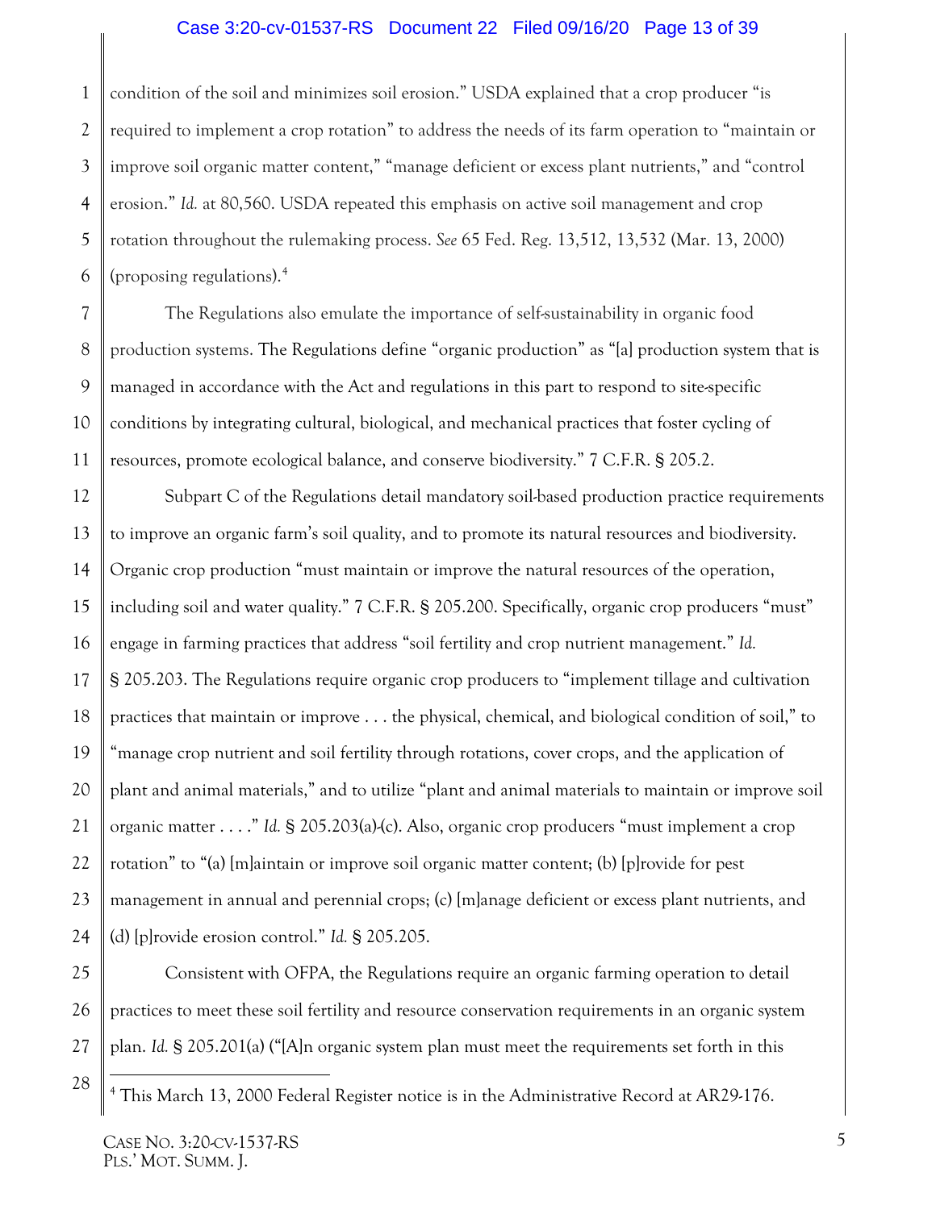condition of the soil and minimizes soil erosion." USDA explained that a crop producer "is required to implement a crop rotation" to address the needs of its farm operation to "maintain or improve soil organic matter content," "manage deficient or excess plant nutrients," and "control erosion." *Id.* at 80,560. USDA repeated this emphasis on active soil management and crop rotation throughout the rulemaking process. *See* 65 Fed. Reg. 13,512, 13,532 (Mar. 13, 2000) (proposing regulations).[4]

The Regulations also emulate the importance of self-sustainability in organic food production systems. The Regulations define "organic production" as "[a] production system that is managed in accordance with the Act and regulations in this part to respond to site-specific conditions by integrating cultural, biological, and mechanical practices that foster cycling of resources, promote ecological balance, and conserve biodiversity." 7 C.F.R. § 205.2.

Subpart C of the Regulations detail mandatory soil-based production practice requirements to improve an organic farm's soil quality, and to promote its natural resources and biodiversity. Organic crop production "must maintain or improve the natural resources of the operation, including soil and water quality." 7 C.F.R. § 205.200. Specifically, organic crop producers "must" engage in farming practices that address "soil fertility and crop nutrient management." *Id.* § 205.203. The Regulations require organic crop producers to "implement tillage and cultivation practices that maintain or improve . . . the physical, chemical, and biological condition of soil," to "manage crop nutrient and soil fertility through rotations, cover crops, and the application of plant and animal materials," and to utilize "plant and animal materials to maintain or improve soil organic matter . . . ." *Id.* § 205.203(a)-(c). Also, organic crop producers "must implement a crop rotation" to "(a) [m]aintain or improve soil organic matter content; (b) [p]rovide for pest management in annual and perennial crops; (c) [m]anage deficient or excess plant nutrients, and (d) [p]rovide erosion control." *Id.* § 205.205.

Consistent with OFPA, the Regulations require an organic farming operation to detail practices to meet these soil fertility and resource conservation requirements in an organic system plan. *Id.* § 205.201(a) ("[A]n organic system plan must meet the requirements set forth in this

---

[4] This March 13, 2000 Federal Register notice is in the Administrative Record at AR29-176.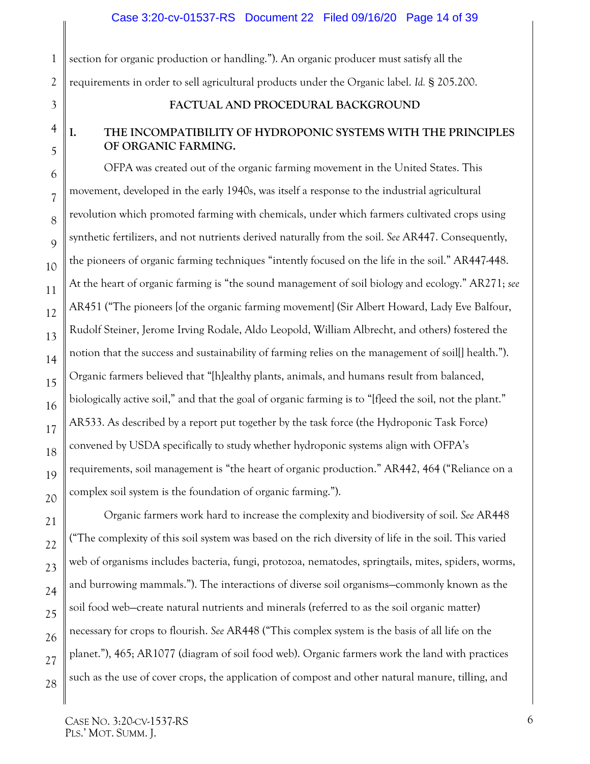section for organic production or handling."). An organic producer must satisfy all the requirements in order to sell agricultural products under the Organic label. *Id.* § 205.200.

## FACTUAL AND PROCEDURAL BACKGROUND

### I. THE INCOMPATIBILITY OF HYDROPONIC SYSTEMS WITH THE PRINCIPLES OF ORGANIC FARMING.

OFPA was created out of the organic farming movement in the United States. This movement, developed in the early 1940s, was itself a response to the industrial agricultural revolution which promoted farming with chemicals, under which farmers cultivated crops using synthetic fertilizers, and not nutrients derived naturally from the soil. *See* AR447. Consequently, the pioneers of organic farming techniques "intently focused on the life in the soil." AR447-448. At the heart of organic farming is "the sound management of soil biology and ecology." AR271; *see* AR451 ("The pioneers [of the organic farming movement] (Sir Albert Howard, Lady Eve Balfour, Rudolf Steiner, Jerome Irving Rodale, Aldo Leopold, William Albrecht, and others) fostered the notion that the success and sustainability of farming relies on the management of soil[] health."). Organic farmers believed that "[h]ealthy plants, animals, and humans result from balanced, biologically active soil," and that the goal of organic farming is to "[f]eed the soil, not the plant." AR533. As described by a report put together by the task force (the Hydroponic Task Force) convened by USDA specifically to study whether hydroponic systems align with OFPA's requirements, soil management is "the heart of organic production." AR442, 464 ("Reliance on a complex soil system is the foundation of organic farming.").

Organic farmers work hard to increase the complexity and biodiversity of soil. *See* AR448 ("The complexity of this soil system was based on the rich diversity of life in the soil. This varied web of organisms includes bacteria, fungi, protozoa, nematodes, springtails, mites, spiders, worms, and burrowing mammals."). The interactions of diverse soil organisms—commonly known as the soil food web—create natural nutrients and minerals (referred to as the soil organic matter) necessary for crops to flourish. *See* AR448 ("This complex system is the basis of all life on the planet."), 465; AR1077 (diagram of soil food web). Organic farmers work the land with practices such as the use of cover crops, the application of compost and other natural manure, tilling, and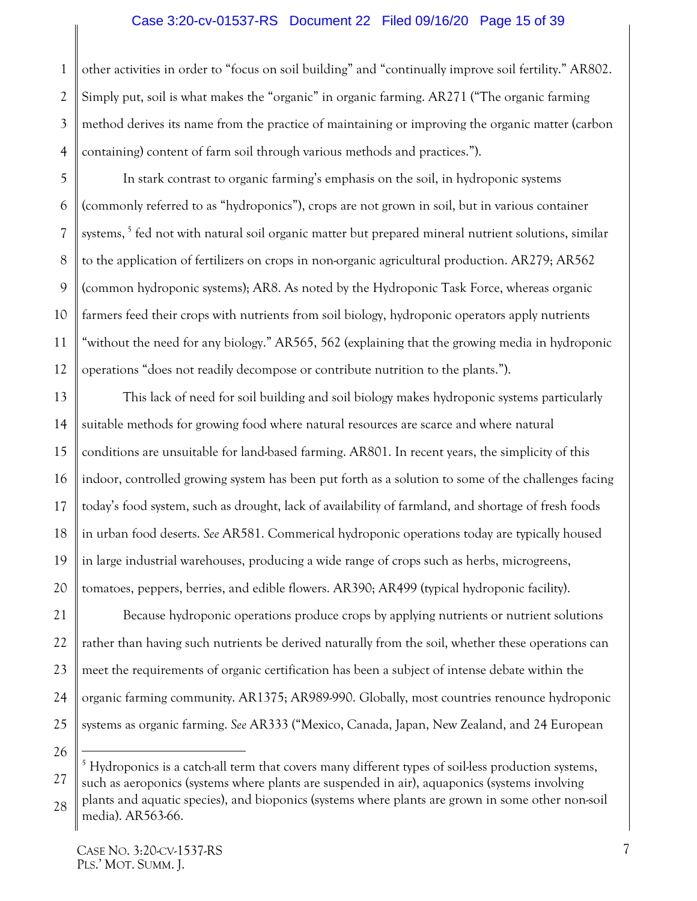other activities in order to "focus on soil building" and "continually improve soil fertility." AR802. Simply put, soil is what makes the "organic" in organic farming. AR271 ("The organic farming method derives its name from the practice of maintaining or improving the organic matter (carbon containing) content of farm soil through various methods and practices.").

In stark contrast to organic farming's emphasis on the soil, in hydroponic systems (commonly referred to as "hydroponics"), crops are not grown in soil, but in various container systems,[5] fed not with natural soil organic matter but prepared mineral nutrient solutions, similar to the application of fertilizers on crops in non-organic agricultural production. AR279; AR562 (common hydroponic systems); AR8. As noted by the Hydroponic Task Force, whereas organic farmers feed their crops with nutrients from soil biology, hydroponic operators apply nutrients "without the need for any biology." AR565, 562 (explaining that the growing media in hydroponic operations "does not readily decompose or contribute nutrition to the plants.").

This lack of need for soil building and soil biology makes hydroponic systems particularly suitable methods for growing food where natural resources are scarce and where natural conditions are unsuitable for land-based farming. AR801. In recent years, the simplicity of this indoor, controlled growing system has been put forth as a solution to some of the challenges facing today's food system, such as drought, lack of availability of farmland, and shortage of fresh foods in urban food deserts. *See* AR581. Commerical hydroponic operations today are typically housed in large industrial warehouses, producing a wide range of crops such as herbs, microgreens, tomatoes, peppers, berries, and edible flowers. AR390; AR499 (typical hydroponic facility).

Because hydroponic operations produce crops by applying nutrients or nutrient solutions rather than having such nutrients be derived naturally from the soil, whether these operations can meet the requirements of organic certification has been a subject of intense debate within the organic farming community. AR1375; AR989-990. Globally, most countries renounce hydroponic systems as organic farming. *See* AR333 ("Mexico, Canada, Japan, New Zealand, and 24 European

---

[5] Hydroponics is a catch-all term that covers many different types of soil-less production systems, such as aeroponics (systems where plants are suspended in air), aquaponics (systems involving plants and aquatic species), and bioponics (systems where plants are grown in some other non-soil media). AR563-66.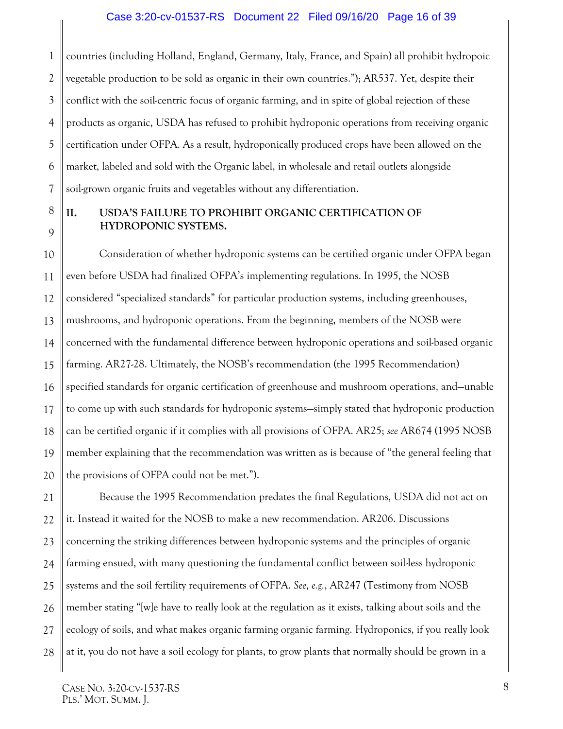countries (including Holland, England, Germany, Italy, France, and Spain) all prohibit hydropoic vegetable production to be sold as organic in their own countries."); AR537. Yet, despite their conflict with the soil-centric focus of organic farming, and in spite of global rejection of these products as organic, USDA has refused to prohibit hydroponic operations from receiving organic certification under OFPA. As a result, hydroponically produced crops have been allowed on the market, labeled and sold with the Organic label, in wholesale and retail outlets alongside soil-grown organic fruits and vegetables without any differentiation.

## II. USDA'S FAILURE TO PROHIBIT ORGANIC CERTIFICATION OF HYDROPONIC SYSTEMS.

Consideration of whether hydroponic systems can be certified organic under OFPA began even before USDA had finalized OFPA's implementing regulations. In 1995, the NOSB considered "specialized standards" for particular production systems, including greenhouses, mushrooms, and hydroponic operations. From the beginning, members of the NOSB were concerned with the fundamental difference between hydroponic operations and soil-based organic farming. AR27-28. Ultimately, the NOSB's recommendation (the 1995 Recommendation) specified standards for organic certification of greenhouse and mushroom operations, and—unable to come up with such standards for hydroponic systems—simply stated that hydroponic production can be certified organic if it complies with all provisions of OFPA. AR25; *see* AR674 (1995 NOSB member explaining that the recommendation was written as is because of "the general feeling that the provisions of OFPA could not be met.").

Because the 1995 Recommendation predates the final Regulations, USDA did not act on it. Instead it waited for the NOSB to make a new recommendation. AR206. Discussions concerning the striking differences between hydroponic systems and the principles of organic farming ensued, with many questioning the fundamental conflict between soil-less hydroponic systems and the soil fertility requirements of OFPA. *See, e.g.*, AR247 (Testimony from NOSB member stating "[w]e have to really look at the regulation as it exists, talking about soils and the ecology of soils, and what makes organic farming organic farming. Hydroponics, if you really look at it, you do not have a soil ecology for plants, to grow plants that normally should be grown in a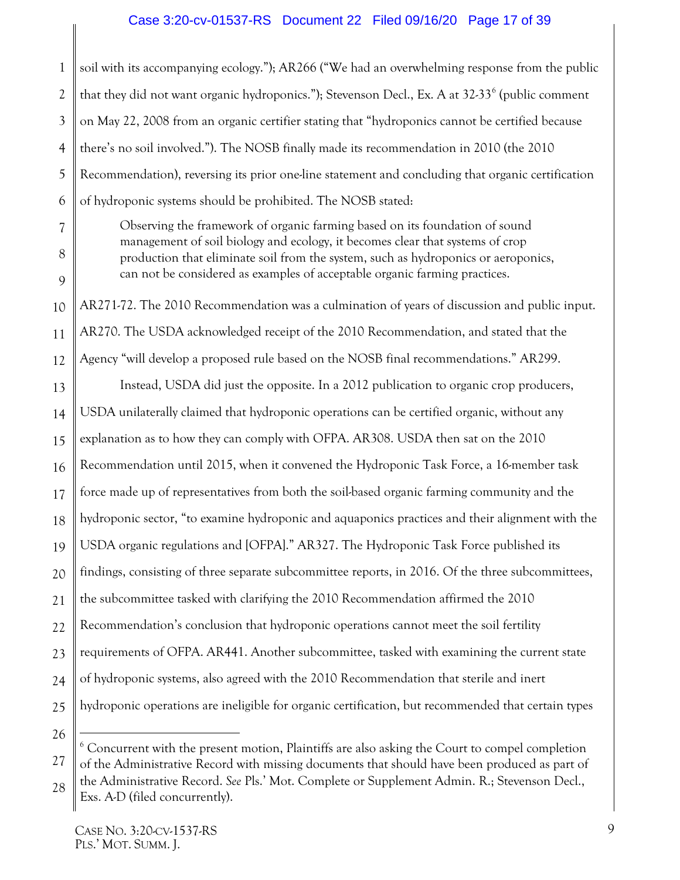soil with its accompanying ecology."); AR266 ("We had an overwhelming response from the public that they did not want organic hydroponics."); Stevenson Decl., Ex. A at 32-33[6] (public comment on May 22, 2008 from an organic certifier stating that "hydroponics cannot be certified because there's no soil involved."). The NOSB finally made its recommendation in 2010 (the 2010 Recommendation), reversing its prior one-line statement and concluding that organic certification of hydroponic systems should be prohibited. The NOSB stated:

> Observing the framework of organic farming based on its foundation of sound management of soil biology and ecology, it becomes clear that systems of crop production that eliminate soil from the system, such as hydroponics or aeroponics, can not be considered as examples of acceptable organic farming practices.

AR271-72. The 2010 Recommendation was a culmination of years of discussion and public input. AR270. The USDA acknowledged receipt of the 2010 Recommendation, and stated that the Agency "will develop a proposed rule based on the NOSB final recommendations." AR299.

Instead, USDA did just the opposite. In a 2012 publication to organic crop producers, USDA unilaterally claimed that hydroponic operations can be certified organic, without any explanation as to how they can comply with OFPA. AR308. USDA then sat on the 2010 Recommendation until 2015, when it convened the Hydroponic Task Force, a 16-member task force made up of representatives from both the soil-based organic farming community and the hydroponic sector, "to examine hydroponic and aquaponics practices and their alignment with the USDA organic regulations and [OFPA]." AR327. The Hydroponic Task Force published its findings, consisting of three separate subcommittee reports, in 2016. Of the three subcommittees, the subcommittee tasked with clarifying the 2010 Recommendation affirmed the 2010 Recommendation's conclusion that hydroponic operations cannot meet the soil fertility requirements of OFPA. AR441. Another subcommittee, tasked with examining the current state of hydroponic systems, also agreed with the 2010 Recommendation that sterile and inert hydroponic operations are ineligible for organic certification, but recommended that certain types

[6] Concurrent with the present motion, Plaintiffs are also asking the Court to compel completion of the Administrative Record with missing documents that should have been produced as part of the Administrative Record. *See* Pls.' Mot. Complete or Supplement Admin. R.; Stevenson Decl., Exs. A-D (filed concurrently).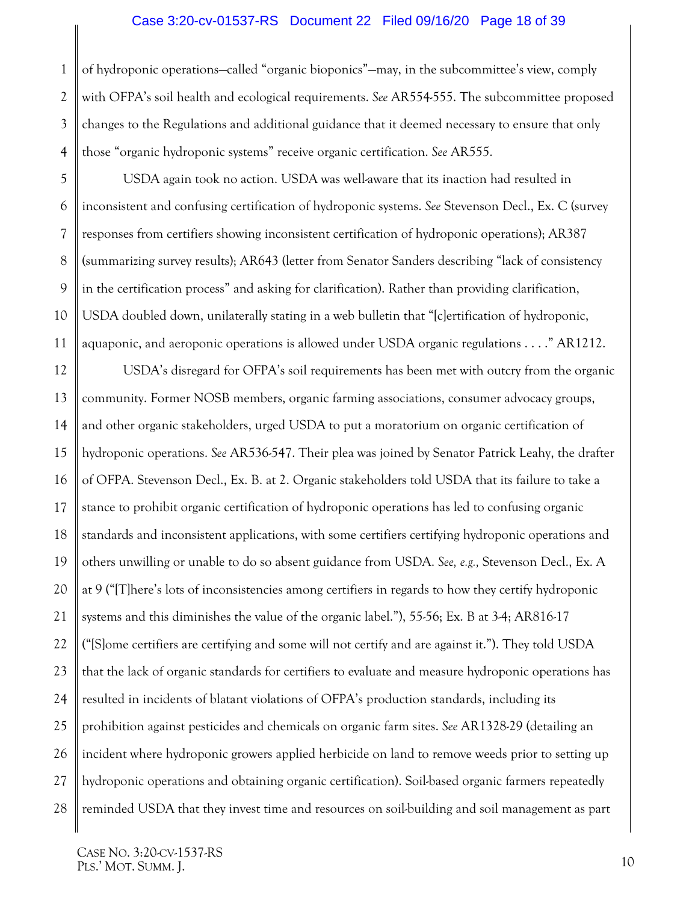of hydroponic operations—called "organic bioponics"—may, in the subcommittee's view, comply with OFPA's soil health and ecological requirements. *See* AR554-555. The subcommittee proposed changes to the Regulations and additional guidance that it deemed necessary to ensure that only those "organic hydroponic systems" receive organic certification. *See* AR555.

USDA again took no action. USDA was well-aware that its inaction had resulted in inconsistent and confusing certification of hydroponic systems. *See* Stevenson Decl., Ex. C (survey responses from certifiers showing inconsistent certification of hydroponic operations); AR387 (summarizing survey results); AR643 (letter from Senator Sanders describing "lack of consistency in the certification process" and asking for clarification). Rather than providing clarification, USDA doubled down, unilaterally stating in a web bulletin that "[c]ertification of hydroponic, aquaponic, and aeroponic operations is allowed under USDA organic regulations . . . ." AR1212.

USDA's disregard for OFPA's soil requirements has been met with outcry from the organic community. Former NOSB members, organic farming associations, consumer advocacy groups, and other organic stakeholders, urged USDA to put a moratorium on organic certification of hydroponic operations. *See* AR536-547. Their plea was joined by Senator Patrick Leahy, the drafter of OFPA. Stevenson Decl., Ex. B. at 2. Organic stakeholders told USDA that its failure to take a stance to prohibit organic certification of hydroponic operations has led to confusing organic standards and inconsistent applications, with some certifiers certifying hydroponic operations and others unwilling or unable to do so absent guidance from USDA. *See, e.g.,* Stevenson Decl., Ex. A at 9 ("[T]here's lots of inconsistencies among certifiers in regards to how they certify hydroponic systems and this diminishes the value of the organic label."), 55-56; Ex. B at 3-4; AR816-17 ("[S]ome certifiers are certifying and some will not certify and are against it."). They told USDA that the lack of organic standards for certifiers to evaluate and measure hydroponic operations has resulted in incidents of blatant violations of OFPA's production standards, including its prohibition against pesticides and chemicals on organic farm sites. *See* AR1328-29 (detailing an incident where hydroponic growers applied herbicide on land to remove weeds prior to setting up hydroponic operations and obtaining organic certification). Soil-based organic farmers repeatedly reminded USDA that they invest time and resources on soil-building and soil management as part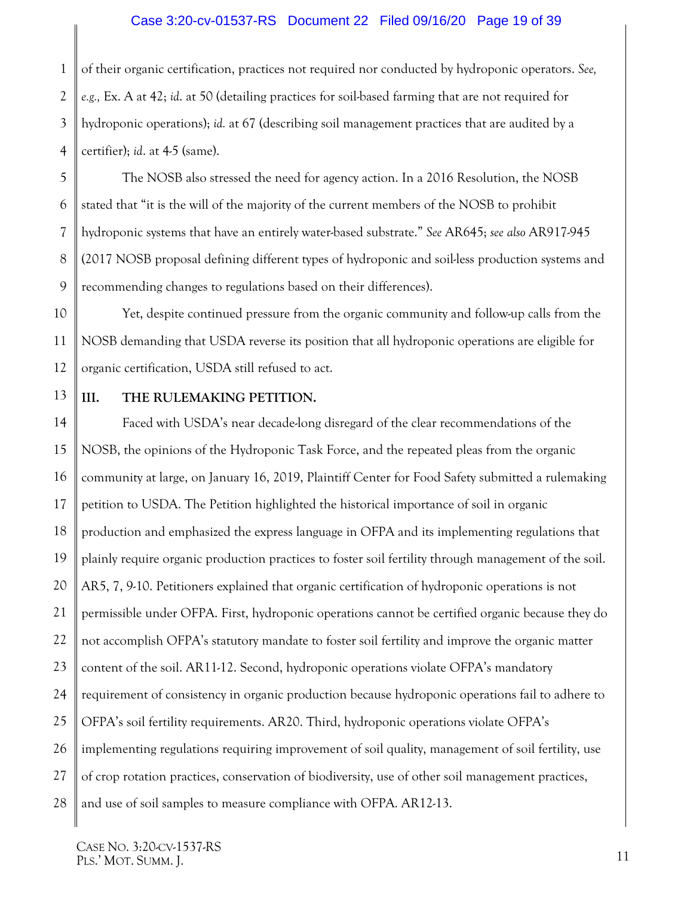of their organic certification, practices not required nor conducted by hydroponic operators. *See, e.g.,* Ex. A at 42; *id*. at 50 (detailing practices for soil-based farming that are not required for hydroponic operations); *id.* at 67 (describing soil management practices that are audited by a certifier); *id*. at 4-5 (same).

The NOSB also stressed the need for agency action. In a 2016 Resolution, the NOSB stated that "it is the will of the majority of the current members of the NOSB to prohibit hydroponic systems that have an entirely water-based substrate." *See* AR645; *see also* AR917-945 (2017 NOSB proposal defining different types of hydroponic and soil-less production systems and recommending changes to regulations based on their differences).

Yet, despite continued pressure from the organic community and follow-up calls from the NOSB demanding that USDA reverse its position that all hydroponic operations are eligible for organic certification, USDA still refused to act.

## III. THE RULEMAKING PETITION.

Faced with USDA's near decade-long disregard of the clear recommendations of the NOSB, the opinions of the Hydroponic Task Force, and the repeated pleas from the organic community at large, on January 16, 2019, Plaintiff Center for Food Safety submitted a rulemaking petition to USDA. The Petition highlighted the historical importance of soil in organic production and emphasized the express language in OFPA and its implementing regulations that plainly require organic production practices to foster soil fertility through management of the soil. AR5, 7, 9-10. Petitioners explained that organic certification of hydroponic operations is not permissible under OFPA. First, hydroponic operations cannot be certified organic because they do not accomplish OFPA's statutory mandate to foster soil fertility and improve the organic matter content of the soil. AR11-12. Second, hydroponic operations violate OFPA's mandatory requirement of consistency in organic production because hydroponic operations fail to adhere to OFPA's soil fertility requirements. AR20. Third, hydroponic operations violate OFPA's implementing regulations requiring improvement of soil quality, management of soil fertility, use of crop rotation practices, conservation of biodiversity, use of other soil management practices, and use of soil samples to measure compliance with OFPA. AR12-13.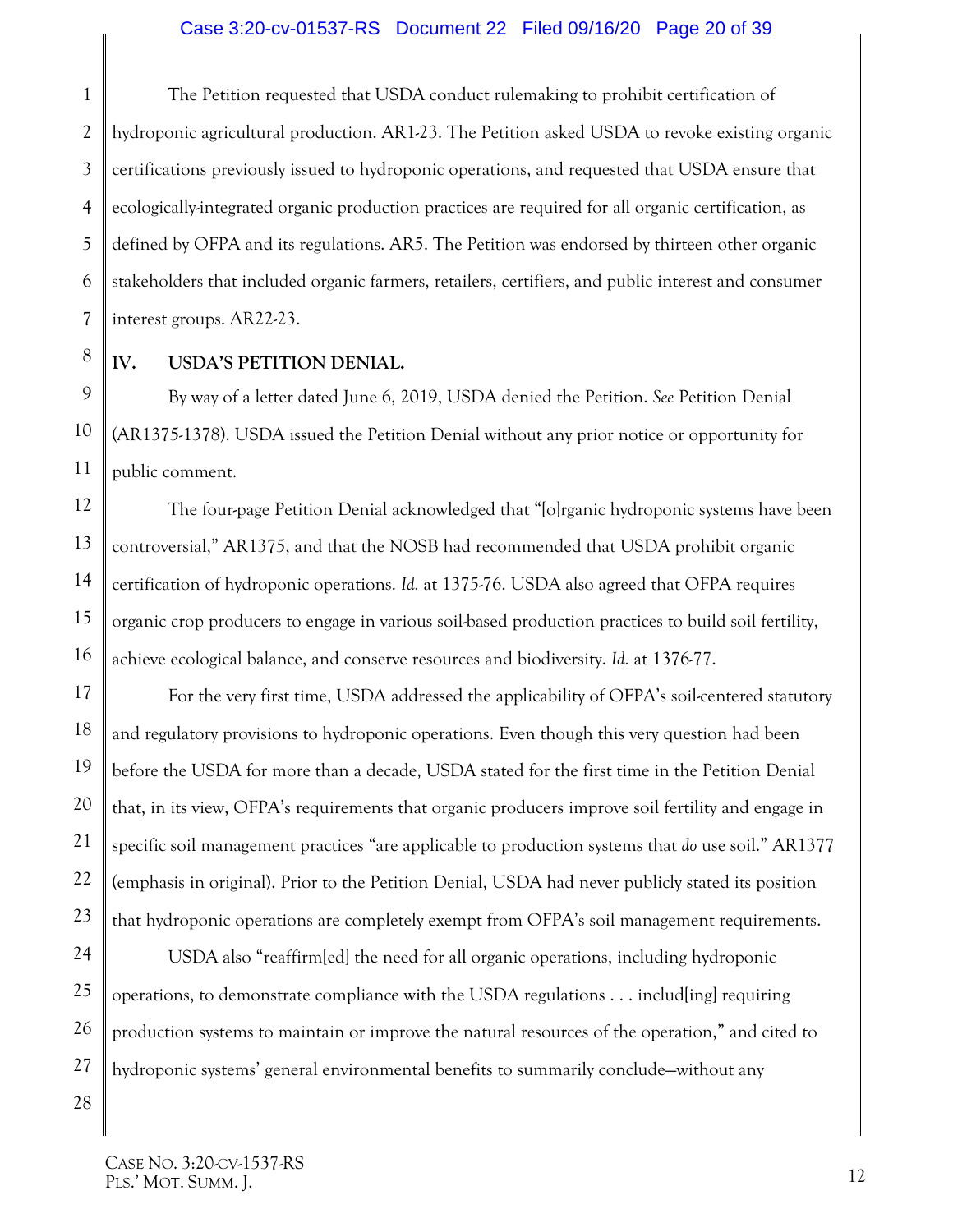The Petition requested that USDA conduct rulemaking to prohibit certification of hydroponic agricultural production. AR1-23. The Petition asked USDA to revoke existing organic certifications previously issued to hydroponic operations, and requested that USDA ensure that ecologically-integrated organic production practices are required for all organic certification, as defined by OFPA and its regulations. AR5. The Petition was endorsed by thirteen other organic stakeholders that included organic farmers, retailers, certifiers, and public interest and consumer interest groups. AR22-23.

## IV. USDA'S PETITION DENIAL.

By way of a letter dated June 6, 2019, USDA denied the Petition. *See* Petition Denial (AR1375-1378). USDA issued the Petition Denial without any prior notice or opportunity for public comment.

The four-page Petition Denial acknowledged that "[o]rganic hydroponic systems have been controversial," AR1375, and that the NOSB had recommended that USDA prohibit organic certification of hydroponic operations. *Id.* at 1375-76. USDA also agreed that OFPA requires organic crop producers to engage in various soil-based production practices to build soil fertility, achieve ecological balance, and conserve resources and biodiversity. *Id.* at 1376-77.

For the very first time, USDA addressed the applicability of OFPA's soil-centered statutory and regulatory provisions to hydroponic operations. Even though this very question had been before the USDA for more than a decade, USDA stated for the first time in the Petition Denial that, in its view, OFPA's requirements that organic producers improve soil fertility and engage in specific soil management practices "are applicable to production systems that *do* use soil." AR1377 (emphasis in original). Prior to the Petition Denial, USDA had never publicly stated its position that hydroponic operations are completely exempt from OFPA's soil management requirements.

USDA also "reaffirm[ed] the need for all organic operations, including hydroponic operations, to demonstrate compliance with the USDA regulations . . . includ[ing] requiring production systems to maintain or improve the natural resources of the operation," and cited to hydroponic systems' general environmental benefits to summarily conclude—without any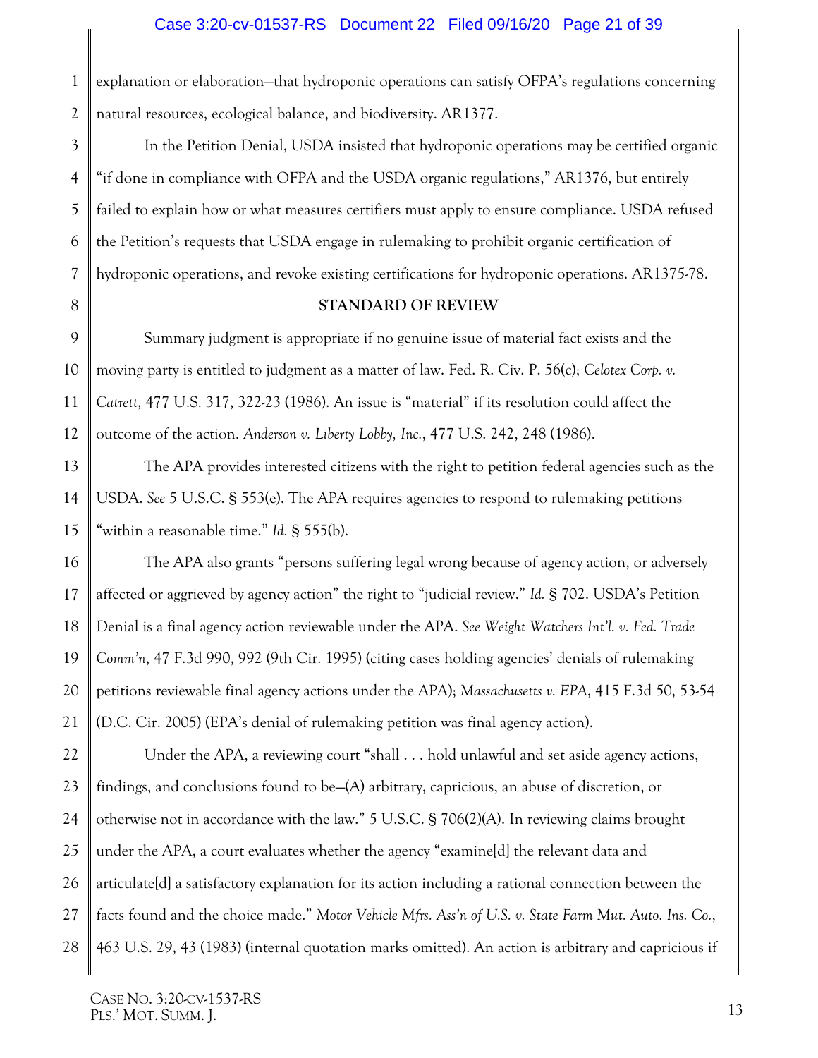explanation or elaboration—that hydroponic operations can satisfy OFPA's regulations concerning natural resources, ecological balance, and biodiversity. AR1377.

In the Petition Denial, USDA insisted that hydroponic operations may be certified organic "if done in compliance with OFPA and the USDA organic regulations," AR1376, but entirely failed to explain how or what measures certifiers must apply to ensure compliance. USDA refused the Petition's requests that USDA engage in rulemaking to prohibit organic certification of hydroponic operations, and revoke existing certifications for hydroponic operations. AR1375-78.

## STANDARD OF REVIEW

Summary judgment is appropriate if no genuine issue of material fact exists and the moving party is entitled to judgment as a matter of law. Fed. R. Civ. P. 56(c); *Celotex Corp. v. Catrett*, 477 U.S. 317, 322-23 (1986). An issue is "material" if its resolution could affect the outcome of the action. *Anderson v. Liberty Lobby, Inc.*, 477 U.S. 242, 248 (1986).

The APA provides interested citizens with the right to petition federal agencies such as the USDA. *See* 5 U.S.C. § 553(e). The APA requires agencies to respond to rulemaking petitions "within a reasonable time." *Id.* § 555(b).

The APA also grants "persons suffering legal wrong because of agency action, or adversely affected or aggrieved by agency action" the right to "judicial review." *Id.* § 702. USDA's Petition Denial is a final agency action reviewable under the APA. *See Weight Watchers Int'l. v. Fed. Trade Comm'n*, 47 F.3d 990, 992 (9th Cir. 1995) (citing cases holding agencies' denials of rulemaking petitions reviewable final agency actions under the APA); *Massachusetts v. EPA*, 415 F.3d 50, 53-54 (D.C. Cir. 2005) (EPA's denial of rulemaking petition was final agency action).

Under the APA, a reviewing court "shall . . . hold unlawful and set aside agency actions, findings, and conclusions found to be—(A) arbitrary, capricious, an abuse of discretion, or otherwise not in accordance with the law." 5 U.S.C. § 706(2)(A). In reviewing claims brought under the APA, a court evaluates whether the agency "examine[d] the relevant data and articulate[d] a satisfactory explanation for its action including a rational connection between the facts found and the choice made." *Motor Vehicle Mfrs. Ass'n of U.S. v. State Farm Mut. Auto. Ins. Co.*, 463 U.S. 29, 43 (1983) (internal quotation marks omitted). An action is arbitrary and capricious if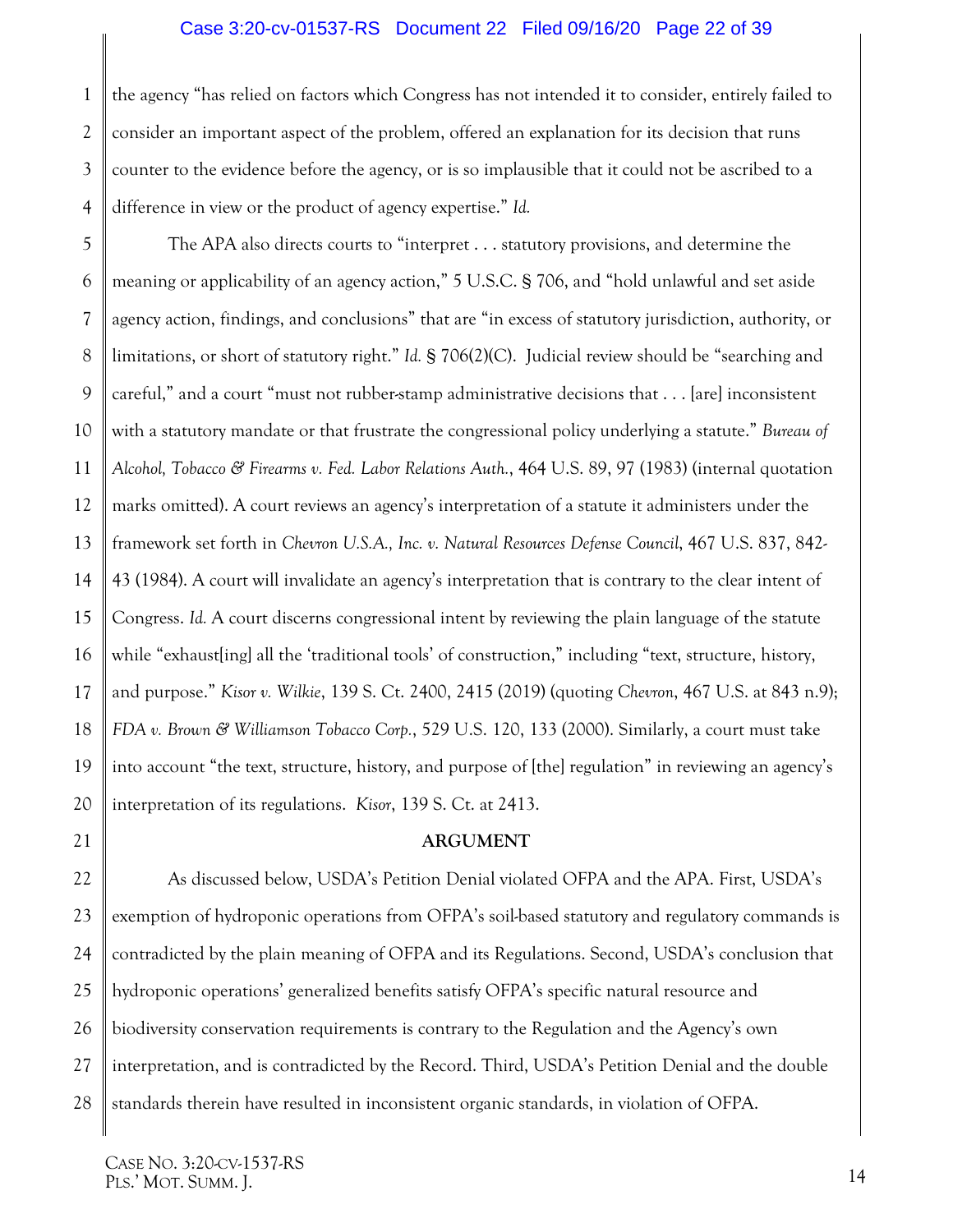the agency "has relied on factors which Congress has not intended it to consider, entirely failed to consider an important aspect of the problem, offered an explanation for its decision that runs counter to the evidence before the agency, or is so implausible that it could not be ascribed to a difference in view or the product of agency expertise." *Id.*

The APA also directs courts to "interpret . . . statutory provisions, and determine the meaning or applicability of an agency action," 5 U.S.C. § 706, and "hold unlawful and set aside agency action, findings, and conclusions" that are "in excess of statutory jurisdiction, authority, or limitations, or short of statutory right." *Id.* § 706(2)(C). Judicial review should be "searching and careful," and a court "must not rubber-stamp administrative decisions that . . . [are] inconsistent with a statutory mandate or that frustrate the congressional policy underlying a statute." *Bureau of Alcohol, Tobacco & Firearms v. Fed. Labor Relations Auth.*, 464 U.S. 89, 97 (1983) (internal quotation marks omitted). A court reviews an agency's interpretation of a statute it administers under the framework set forth in *Chevron U.S.A., Inc. v. Natural Resources Defense Council*, 467 U.S. 837, 842-43 (1984). A court will invalidate an agency's interpretation that is contrary to the clear intent of Congress. *Id.* A court discerns congressional intent by reviewing the plain language of the statute while "exhaust[ing] all the 'traditional tools' of construction," including "text, structure, history, and purpose." *Kisor v. Wilkie*, 139 S. Ct. 2400, 2415 (2019) (quoting *Chevron*, 467 U.S. at 843 n.9); *FDA v. Brown & Williamson Tobacco Corp.*, 529 U.S. 120, 133 (2000). Similarly, a court must take into account "the text, structure, history, and purpose of [the] regulation" in reviewing an agency's interpretation of its regulations. *Kisor*, 139 S. Ct. at 2413.

## ARGUMENT

As discussed below, USDA's Petition Denial violated OFPA and the APA. First, USDA's exemption of hydroponic operations from OFPA's soil-based statutory and regulatory commands is contradicted by the plain meaning of OFPA and its Regulations. Second, USDA's conclusion that hydroponic operations' generalized benefits satisfy OFPA's specific natural resource and biodiversity conservation requirements is contrary to the Regulation and the Agency's own interpretation, and is contradicted by the Record. Third, USDA's Petition Denial and the double standards therein have resulted in inconsistent organic standards, in violation of OFPA.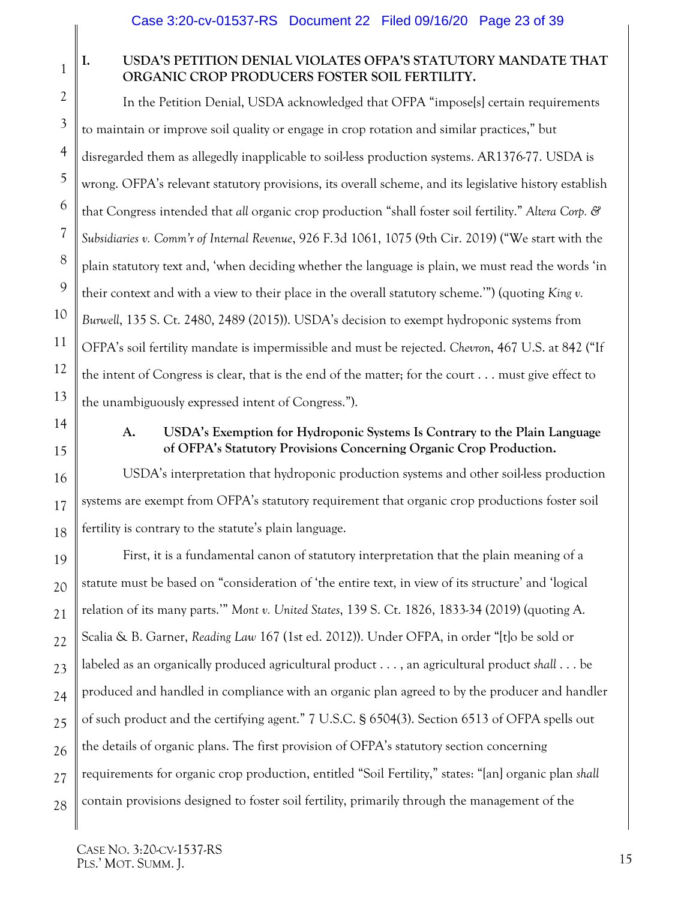## I. USDA'S PETITION DENIAL VIOLATES OFPA'S STATUTORY MANDATE THAT ORGANIC CROP PRODUCERS FOSTER SOIL FERTILITY.

In the Petition Denial, USDA acknowledged that OFPA "impose[s] certain requirements to maintain or improve soil quality or engage in crop rotation and similar practices," but disregarded them as allegedly inapplicable to soil-less production systems. AR1376-77. USDA is wrong. OFPA's relevant statutory provisions, its overall scheme, and its legislative history establish that Congress intended that *all* organic crop production "shall foster soil fertility." *Altera Corp. & Subsidiaries v. Comm'r of Internal Revenue*, 926 F.3d 1061, 1075 (9th Cir. 2019) ("We start with the plain statutory text and, 'when deciding whether the language is plain, we must read the words 'in their context and with a view to their place in the overall statutory scheme.'") (quoting *King v. Burwell*, 135 S. Ct. 2480, 2489 (2015)). USDA's decision to exempt hydroponic systems from OFPA's soil fertility mandate is impermissible and must be rejected. *Chevron*, 467 U.S. at 842 ("If the intent of Congress is clear, that is the end of the matter; for the court . . . must give effect to the unambiguously expressed intent of Congress.").

### A. USDA's Exemption for Hydroponic Systems Is Contrary to the Plain Language of OFPA's Statutory Provisions Concerning Organic Crop Production.

USDA's interpretation that hydroponic production systems and other soil-less production systems are exempt from OFPA's statutory requirement that organic crop productions foster soil fertility is contrary to the statute's plain language.

First, it is a fundamental canon of statutory interpretation that the plain meaning of a statute must be based on "consideration of 'the entire text, in view of its structure' and 'logical relation of its many parts.'" *Mont v. United States*, 139 S. Ct. 1826, 1833-34 (2019) (quoting A. Scalia & B. Garner, *Reading Law* 167 (1st ed. 2012)). Under OFPA, in order "[t]o be sold or labeled as an organically produced agricultural product . . . , an agricultural product *shall* . . . be produced and handled in compliance with an organic plan agreed to by the producer and handler of such product and the certifying agent." 7 U.S.C. § 6504(3). Section 6513 of OFPA spells out the details of organic plans. The first provision of OFPA's statutory section concerning requirements for organic crop production, entitled "Soil Fertility," states: "[an] organic plan *shall* contain provisions designed to foster soil fertility, primarily through the management of the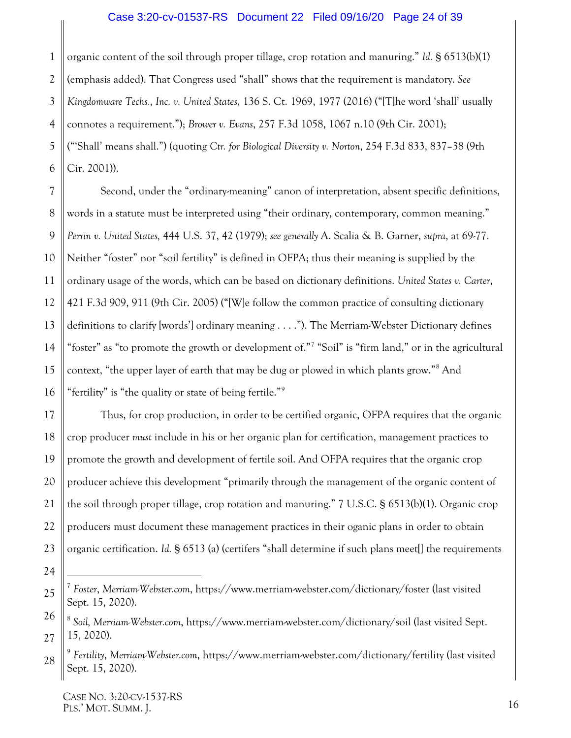organic content of the soil through proper tillage, crop rotation and manuring." *Id.* § 6513(b)(1) (emphasis added). That Congress used "shall" shows that the requirement is mandatory. *See Kingdomware Techs., Inc. v. United States*, 136 S. Ct. 1969, 1977 (2016) ("[T]he word 'shall' usually connotes a requirement."); *Brower v. Evans*, 257 F.3d 1058, 1067 n.10 (9th Cir. 2001); ("'Shall' means shall.") (quoting *Ctr. for Biological Diversity v. Norton*, 254 F.3d 833, 837–38 (9th Cir. 2001)).

Second, under the "ordinary-meaning" canon of interpretation, absent specific definitions, words in a statute must be interpreted using "their ordinary, contemporary, common meaning." *Perrin v. United States,* 444 U.S. 37, 42 (1979); *see generally* A. Scalia & B. Garner, *supra*, at 69-77. Neither "foster" nor "soil fertility" is defined in OFPA; thus their meaning is supplied by the ordinary usage of the words, which can be based on dictionary definitions. *United States v. Carter*, 421 F.3d 909, 911 (9th Cir. 2005) ("[W]e follow the common practice of consulting dictionary definitions to clarify [words'] ordinary meaning . . . ."). The Merriam-Webster Dictionary defines "foster" as "to promote the growth or development of."[7] "Soil" is "firm land," or in the agricultural context, "the upper layer of earth that may be dug or plowed in which plants grow."[8] And "fertility" is "the quality or state of being fertile."[9]

Thus, for crop production, in order to be certified organic, OFPA requires that the organic crop producer *must* include in his or her organic plan for certification, management practices to promote the growth and development of fertile soil. And OFPA requires that the organic crop producer achieve this development "primarily through the management of the organic content of the soil through proper tillage, crop rotation and manuring." 7 U.S.C. § 6513(b)(1). Organic crop producers must document these management practices in their oganic plans in order to obtain organic certification. *Id.* § 6513 (a) (certifers "shall determine if such plans meet[] the requirements

---

[7] *Foster*, *Merriam-Webster.com*, https://www.merriam-webster.com/dictionary/foster (last visited Sept. 15, 2020).

[8] *Soil, Merriam-Webster.com*, https://www.merriam-webster.com/dictionary/soil (last visited Sept. 15, 2020).

[9] *Fertility*, *Merriam-Webster.com*, https://www.merriam-webster.com/dictionary/fertility (last visited Sept. 15, 2020).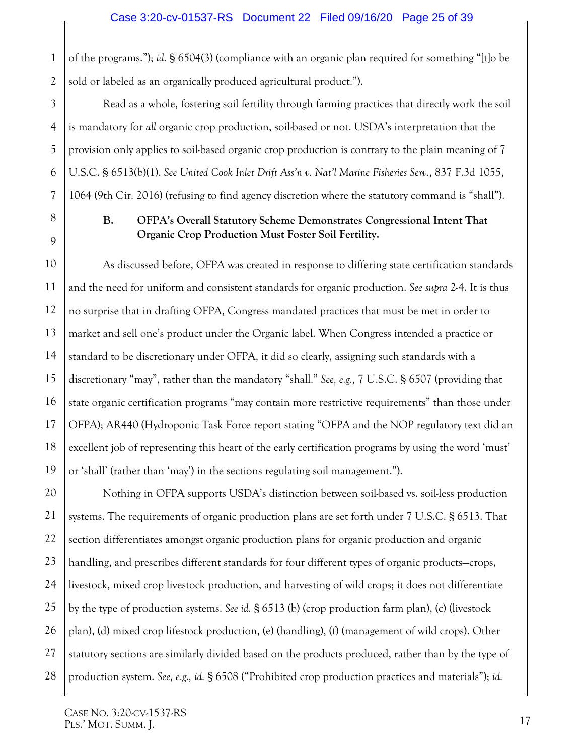of the programs."); *id.* § 6504(3) (compliance with an organic plan required for something "[t]o be sold or labeled as an organically produced agricultural product.").

Read as a whole, fostering soil fertility through farming practices that directly work the soil is mandatory for *all* organic crop production, soil-based or not. USDA's interpretation that the provision only applies to soil-based organic crop production is contrary to the plain meaning of 7 U.S.C. § 6513(b)(1). *See United Cook Inlet Drift Ass'n v. Nat'l Marine Fisheries Serv.*, 837 F.3d 1055, 1064 (9th Cir. 2016) (refusing to find agency discretion where the statutory command is "shall").

### B. OFPA's Overall Statutory Scheme Demonstrates Congressional Intent That Organic Crop Production Must Foster Soil Fertility.

As discussed before, OFPA was created in response to differing state certification standards and the need for uniform and consistent standards for organic production. *See supra* 2-4. It is thus no surprise that in drafting OFPA, Congress mandated practices that must be met in order to market and sell one's product under the Organic label. When Congress intended a practice or standard to be discretionary under OFPA, it did so clearly, assigning such standards with a discretionary "may", rather than the mandatory "shall." *See, e.g.,* 7 U.S.C. § 6507 (providing that state organic certification programs "may contain more restrictive requirements" than those under OFPA); AR440 (Hydroponic Task Force report stating "OFPA and the NOP regulatory text did an excellent job of representing this heart of the early certification programs by using the word 'must' or 'shall' (rather than 'may') in the sections regulating soil management.").

Nothing in OFPA supports USDA's distinction between soil-based vs. soil-less production systems. The requirements of organic production plans are set forth under 7 U.S.C. § 6513. That section differentiates amongst organic production plans for organic production and organic handling, and prescribes different standards for four different types of organic products—crops, livestock, mixed crop livestock production, and harvesting of wild crops; it does not differentiate by the type of production systems. *See id.* § 6513 (b) (crop production farm plan), (c) (livestock plan), (d) mixed crop lifestock production, (e) (handling), (f) (management of wild crops). Other statutory sections are similarly divided based on the products produced, rather than by the type of production system. *See, e.g., id.* § 6508 ("Prohibited crop production practices and materials"); *id.*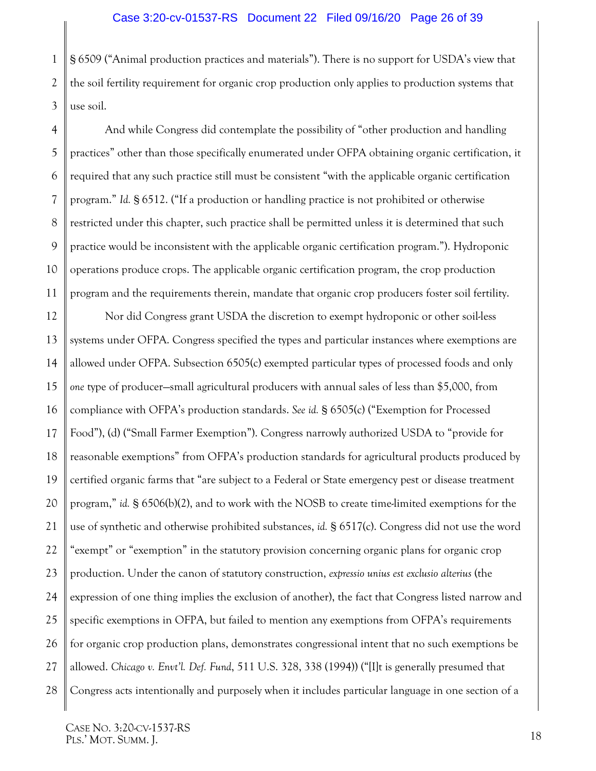§ 6509 ("Animal production practices and materials"). There is no support for USDA's view that the soil fertility requirement for organic crop production only applies to production systems that use soil.

And while Congress did contemplate the possibility of "other production and handling practices" other than those specifically enumerated under OFPA obtaining organic certification, it required that any such practice still must be consistent "with the applicable organic certification program." *Id.* § 6512. ("If a production or handling practice is not prohibited or otherwise restricted under this chapter, such practice shall be permitted unless it is determined that such practice would be inconsistent with the applicable organic certification program."). Hydroponic operations produce crops. The applicable organic certification program, the crop production program and the requirements therein, mandate that organic crop producers foster soil fertility.

Nor did Congress grant USDA the discretion to exempt hydroponic or other soil-less systems under OFPA. Congress specified the types and particular instances where exemptions are allowed under OFPA. Subsection 6505(c) exempted particular types of processed foods and only *one* type of producer—small agricultural producers with annual sales of less than $5,000, from compliance with OFPA's production standards. *See id.* § 6505(c) ("Exemption for Processed Food"), (d) ("Small Farmer Exemption"). Congress narrowly authorized USDA to "provide for reasonable exemptions" from OFPA's production standards for agricultural products produced by certified organic farms that "are subject to a Federal or State emergency pest or disease treatment program," *id.* § 6506(b)(2), and to work with the NOSB to create time-limited exemptions for the use of synthetic and otherwise prohibited substances, *id.* § 6517(c). Congress did not use the word "exempt" or "exemption" in the statutory provision concerning organic plans for organic crop production. Under the canon of statutory construction, *expressio unius est exclusio alterius* (the expression of one thing implies the exclusion of another), the fact that Congress listed narrow and specific exemptions in OFPA, but failed to mention any exemptions from OFPA's requirements for organic crop production plans, demonstrates congressional intent that no such exemptions be allowed. *Chicago v. Envt'l. Def. Fund*, 511 U.S. 328, 338 (1994)) ("[I]t is generally presumed that Congress acts intentionally and purposely when it includes particular language in one section of a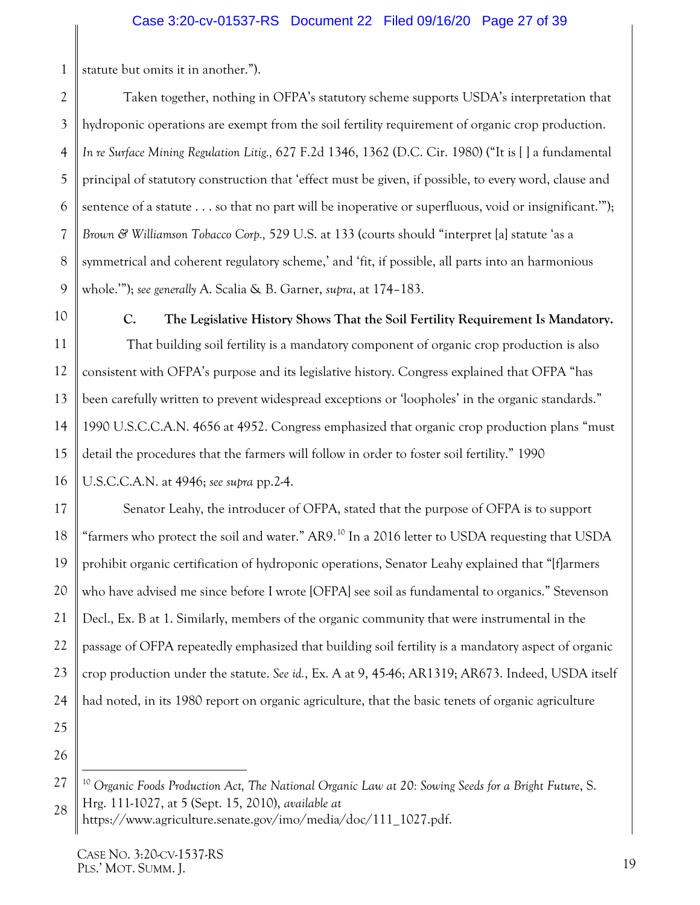statute but omits it in another.").

Taken together, nothing in OFPA's statutory scheme supports USDA's interpretation that hydroponic operations are exempt from the soil fertility requirement of organic crop production. *In re Surface Mining Regulation Litig.,* 627 F.2d 1346, 1362 (D.C. Cir. 1980) ("It is [ ] a fundamental principal of statutory construction that 'effect must be given, if possible, to every word, clause and sentence of a statute . . . so that no part will be inoperative or superfluous, void or insignificant.'"); *Brown & Williamson Tobacco Corp.,* 529 U.S. at 133 (courts should "interpret [a] statute 'as a symmetrical and coherent regulatory scheme,' and 'fit, if possible, all parts into an harmonious whole.'"); *see generally* A. Scalia & B. Garner, *supra*, at 174–183.

### C. The Legislative History Shows That the Soil Fertility Requirement Is Mandatory.

That building soil fertility is a mandatory component of organic crop production is also consistent with OFPA's purpose and its legislative history. Congress explained that OFPA "has been carefully written to prevent widespread exceptions or 'loopholes' in the organic standards." 1990 U.S.C.C.A.N. 4656 at 4952. Congress emphasized that organic crop production plans "must detail the procedures that the farmers will follow in order to foster soil fertility." 1990 U.S.C.C.A.N. at 4946; *see supra* pp.2-4.

Senator Leahy, the introducer of OFPA, stated that the purpose of OFPA is to support "farmers who protect the soil and water." AR9.[10] In a 2016 letter to USDA requesting that USDA prohibit organic certification of hydroponic operations, Senator Leahy explained that "[f]armers who have advised me since before I wrote [OFPA] see soil as fundamental to organics." Stevenson Decl., Ex. B at 1. Similarly, members of the organic community that were instrumental in the passage of OFPA repeatedly emphasized that building soil fertility is a mandatory aspect of organic crop production under the statute. *See id.*, Ex. A at 9, 45-46; AR1319; AR673. Indeed, USDA itself had noted, in its 1980 report on organic agriculture, that the basic tenets of organic agriculture

[10] *Organic Foods Production Act, The National Organic Law at 20: Sowing Seeds for a Bright Future*, S. Hrg. 111-1027, at 5 (Sept. 15, 2010), *available at* https://www.agriculture.senate.gov/imo/media/doc/111_1027.pdf.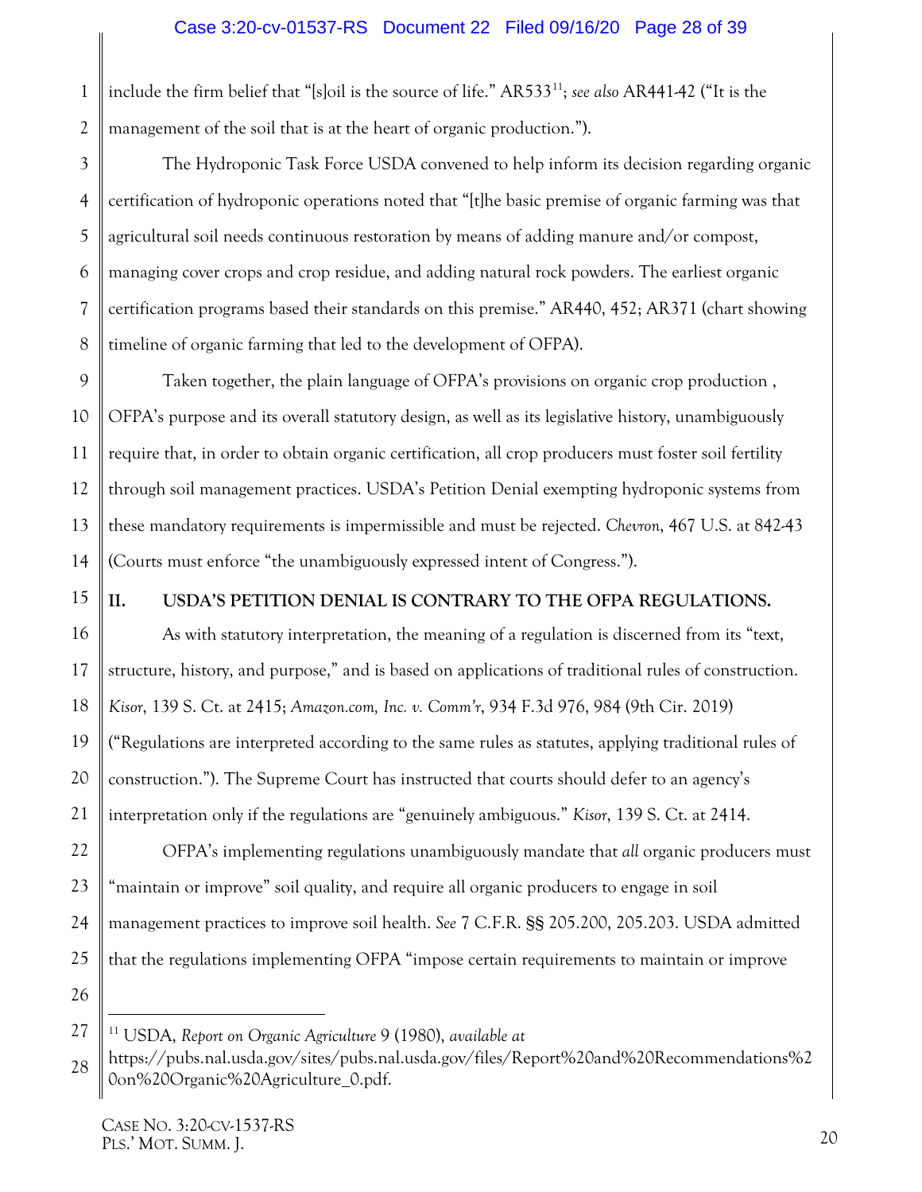include the firm belief that "[s]oil is the source of life." AR533[11]; *see also* AR441-42 ("It is the management of the soil that is at the heart of organic production.").

The Hydroponic Task Force USDA convened to help inform its decision regarding organic certification of hydroponic operations noted that "[t]he basic premise of organic farming was that agricultural soil needs continuous restoration by means of adding manure and/or compost, managing cover crops and crop residue, and adding natural rock powders. The earliest organic certification programs based their standards on this premise." AR440, 452; AR371 (chart showing timeline of organic farming that led to the development of OFPA).

Taken together, the plain language of OFPA's provisions on organic crop production , OFPA's purpose and its overall statutory design, as well as its legislative history, unambiguously require that, in order to obtain organic certification, all crop producers must foster soil fertility through soil management practices. USDA's Petition Denial exempting hydroponic systems from these mandatory requirements is impermissible and must be rejected. *Chevron*, 467 U.S. at 842-43 (Courts must enforce "the unambiguously expressed intent of Congress.").

## II. USDA'S PETITION DENIAL IS CONTRARY TO THE OFPA REGULATIONS.

As with statutory interpretation, the meaning of a regulation is discerned from its "text, structure, history, and purpose," and is based on applications of traditional rules of construction. *Kisor*, 139 S. Ct. at 2415; *Amazon.com, Inc. v. Comm'r*, 934 F.3d 976, 984 (9th Cir. 2019) ("Regulations are interpreted according to the same rules as statutes, applying traditional rules of construction."). The Supreme Court has instructed that courts should defer to an agency's interpretation only if the regulations are "genuinely ambiguous." *Kisor*, 139 S. Ct. at 2414.

OFPA's implementing regulations unambiguously mandate that *all* organic producers must "maintain or improve" soil quality, and require all organic producers to engage in soil management practices to improve soil health. *See* 7 C.F.R. §§ 205.200, 205.203. USDA admitted that the regulations implementing OFPA "impose certain requirements to maintain or improve

---

[11] USDA, *Report on Organic Agriculture* 9 (1980), *available at* https://pubs.nal.usda.gov/sites/pubs.nal.usda.gov/files/Report%20and%20Recommendations%20on%20Organic%20Agriculture_0.pdf.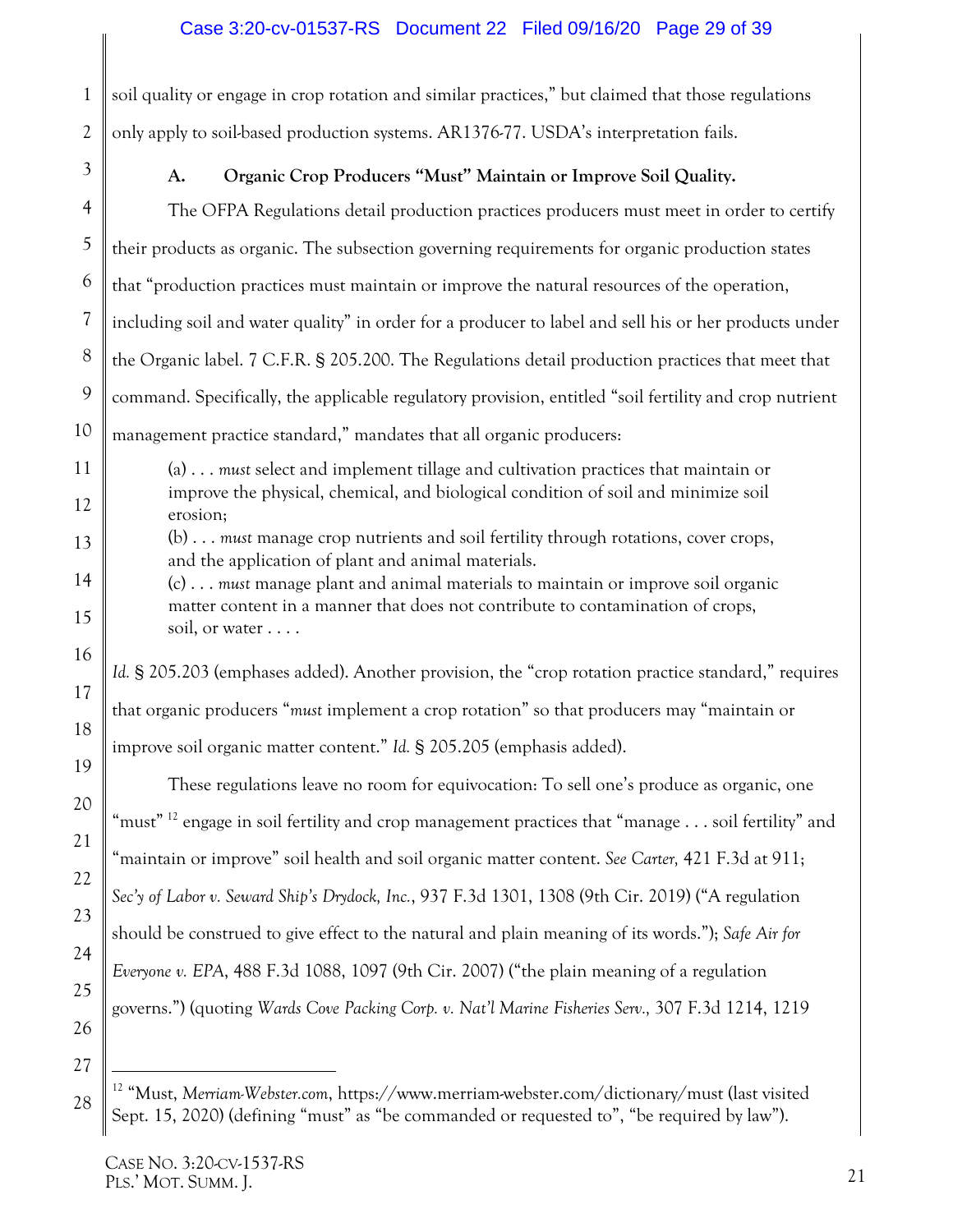soil quality or engage in crop rotation and similar practices," but claimed that those regulations only apply to soil-based production systems. AR1376-77. USDA's interpretation fails.

### A. Organic Crop Producers "Must" Maintain or Improve Soil Quality.

The OFPA Regulations detail production practices producers must meet in order to certify their products as organic. The subsection governing requirements for organic production states that "production practices must maintain or improve the natural resources of the operation, including soil and water quality" in order for a producer to label and sell his or her products under the Organic label. 7 C.F.R. § 205.200. The Regulations detail production practices that meet that command. Specifically, the applicable regulatory provision, entitled "soil fertility and crop nutrient management practice standard," mandates that all organic producers:

> (a) . . . *must* select and implement tillage and cultivation practices that maintain or improve the physical, chemical, and biological condition of soil and minimize soil erosion;
> (b) . . . *must* manage crop nutrients and soil fertility through rotations, cover crops, and the application of plant and animal materials.
> (c) . . . *must* manage plant and animal materials to maintain or improve soil organic matter content in a manner that does not contribute to contamination of crops, soil, or water . . . .

*Id.* § 205.203 (emphases added). Another provision, the "crop rotation practice standard," requires that organic producers "*must* implement a crop rotation" so that producers may "maintain or improve soil organic matter content." *Id.* § 205.205 (emphasis added).

These regulations leave no room for equivocation: To sell one's produce as organic, one "must" [12] engage in soil fertility and crop management practices that "manage . . . soil fertility" and "maintain or improve" soil health and soil organic matter content. *See Carter,* 421 F.3d at 911; *Sec'y of Labor v. Seward Ship's Drydock, Inc.*, 937 F.3d 1301, 1308 (9th Cir. 2019) ("A regulation should be construed to give effect to the natural and plain meaning of its words."); *Safe Air for Everyone v. EPA*, 488 F.3d 1088, 1097 (9th Cir. 2007) ("the plain meaning of a regulation governs.") (quoting *Wards Cove Packing Corp. v. Nat'l Marine Fisheries Serv.*, 307 F.3d 1214, 1219

---

[12] "Must, *Merriam-Webster.com*, https://www.merriam-webster.com/dictionary/must (last visited Sept. 15, 2020) (defining "must" as "be commanded or requested to", "be required by law").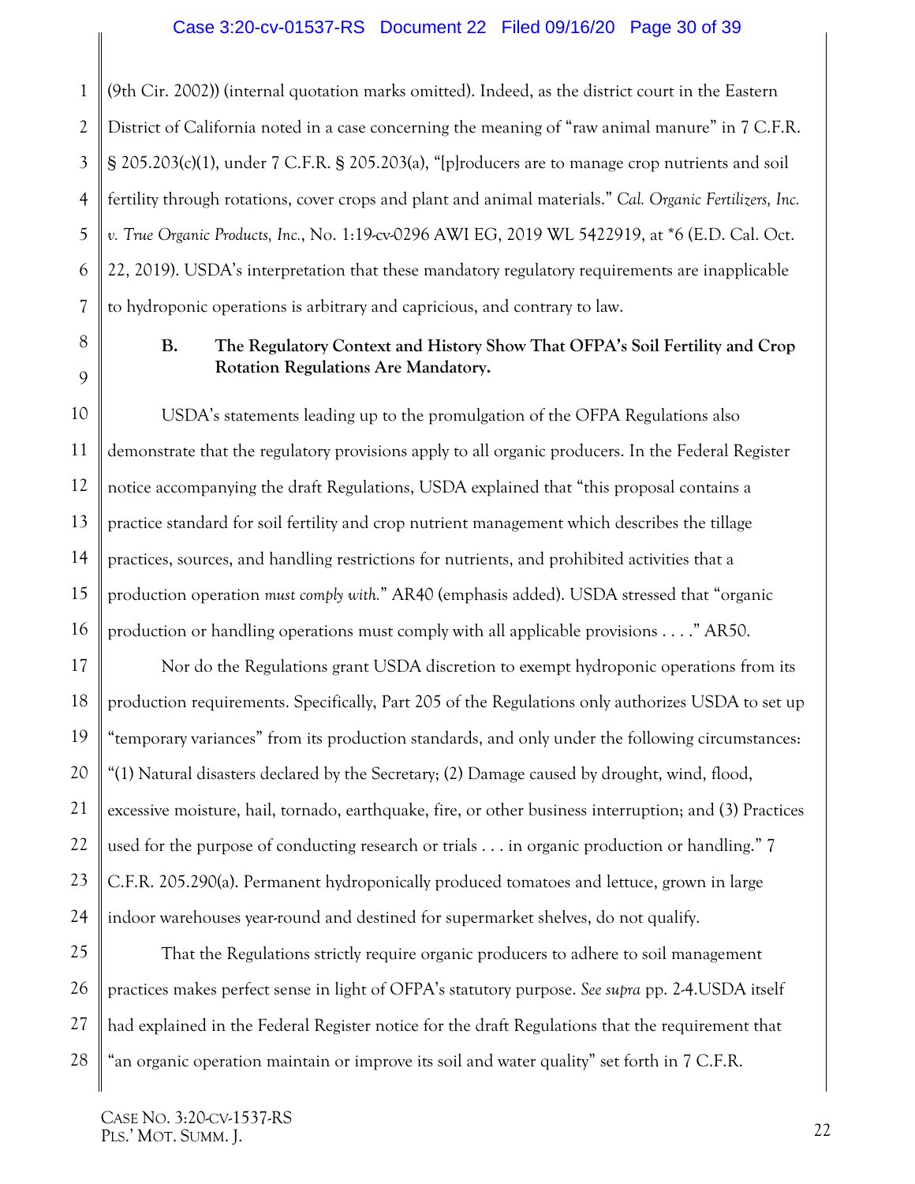(9th Cir. 2002)) (internal quotation marks omitted). Indeed, as the district court in the Eastern District of California noted in a case concerning the meaning of "raw animal manure" in 7 C.F.R. § 205.203(c)(1), under 7 C.F.R. § 205.203(a), "[p]roducers are to manage crop nutrients and soil fertility through rotations, cover crops and plant and animal materials." *Cal. Organic Fertilizers, Inc. v. True Organic Products, Inc.*, No. 1:19-cv-0296 AWI EG, 2019 WL 5422919, at *6 (E.D. Cal. Oct. 22, 2019). USDA's interpretation that these mandatory regulatory requirements are inapplicable to hydroponic operations is arbitrary and capricious, and contrary to law.

### B. The Regulatory Context and History Show That OFPA's Soil Fertility and Crop Rotation Regulations Are Mandatory.

USDA's statements leading up to the promulgation of the OFPA Regulations also demonstrate that the regulatory provisions apply to all organic producers. In the Federal Register notice accompanying the draft Regulations, USDA explained that "this proposal contains a practice standard for soil fertility and crop nutrient management which describes the tillage practices, sources, and handling restrictions for nutrients, and prohibited activities that a production operation *must comply with.*" AR40 (emphasis added). USDA stressed that "organic production or handling operations must comply with all applicable provisions . . . ." AR50.

Nor do the Regulations grant USDA discretion to exempt hydroponic operations from its production requirements. Specifically, Part 205 of the Regulations only authorizes USDA to set up "temporary variances" from its production standards, and only under the following circumstances: "(1) Natural disasters declared by the Secretary; (2) Damage caused by drought, wind, flood, excessive moisture, hail, tornado, earthquake, fire, or other business interruption; and (3) Practices used for the purpose of conducting research or trials . . . in organic production or handling." 7 C.F.R. 205.290(a). Permanent hydroponically produced tomatoes and lettuce, grown in large indoor warehouses year-round and destined for supermarket shelves, do not qualify.

That the Regulations strictly require organic producers to adhere to soil management practices makes perfect sense in light of OFPA's statutory purpose. *See supra* pp. 2-4.USDA itself had explained in the Federal Register notice for the draft Regulations that the requirement that "an organic operation maintain or improve its soil and water quality" set forth in 7 C.F.R.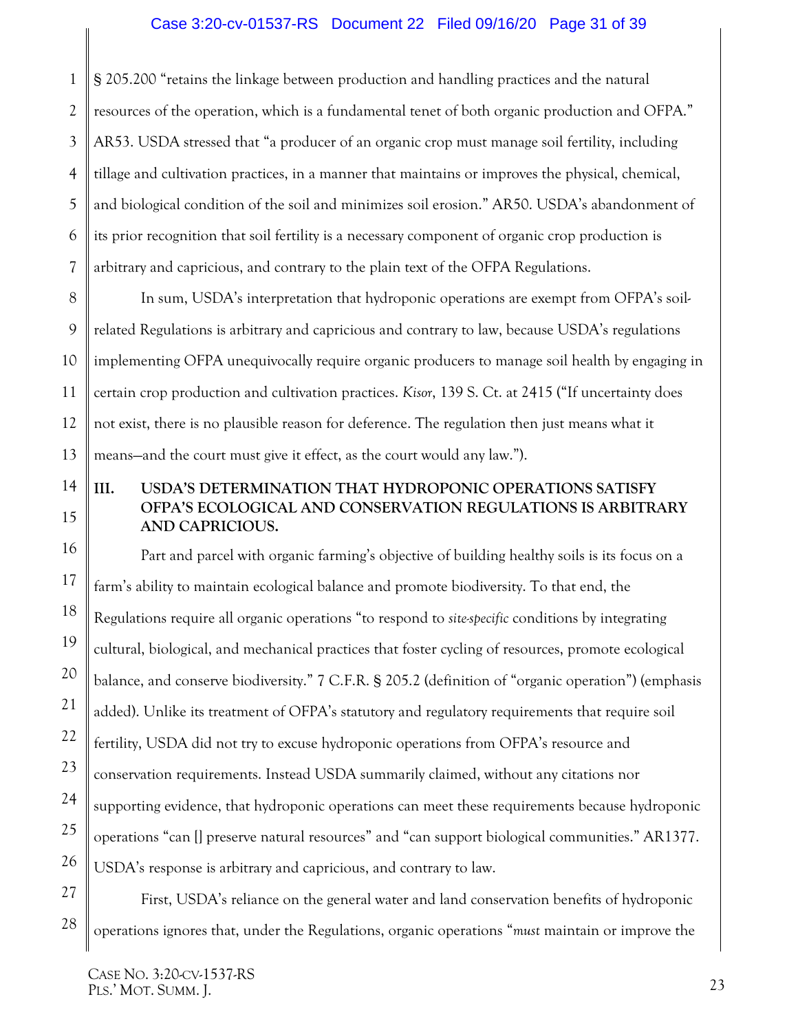§ 205.200 "retains the linkage between production and handling practices and the natural resources of the operation, which is a fundamental tenet of both organic production and OFPA." AR53. USDA stressed that "a producer of an organic crop must manage soil fertility, including tillage and cultivation practices, in a manner that maintains or improves the physical, chemical, and biological condition of the soil and minimizes soil erosion." AR50. USDA's abandonment of its prior recognition that soil fertility is a necessary component of organic crop production is arbitrary and capricious, and contrary to the plain text of the OFPA Regulations.

In sum, USDA's interpretation that hydroponic operations are exempt from OFPA's soil-related Regulations is arbitrary and capricious and contrary to law, because USDA's regulations implementing OFPA unequivocally require organic producers to manage soil health by engaging in certain crop production and cultivation practices. *Kisor*, 139 S. Ct. at 2415 ("If uncertainty does not exist, there is no plausible reason for deference. The regulation then just means what it means—and the court must give it effect, as the court would any law.").

## III. USDA'S DETERMINATION THAT HYDROPONIC OPERATIONS SATISFY OFPA'S ECOLOGICAL AND CONSERVATION REGULATIONS IS ARBITRARY AND CAPRICIOUS.

Part and parcel with organic farming's objective of building healthy soils is its focus on a farm's ability to maintain ecological balance and promote biodiversity. To that end, the Regulations require all organic operations "to respond to *site-specific* conditions by integrating cultural, biological, and mechanical practices that foster cycling of resources, promote ecological balance, and conserve biodiversity." 7 C.F.R. § 205.2 (definition of "organic operation") (emphasis added). Unlike its treatment of OFPA's statutory and regulatory requirements that require soil fertility, USDA did not try to excuse hydroponic operations from OFPA's resource and conservation requirements. Instead USDA summarily claimed, without any citations nor supporting evidence, that hydroponic operations can meet these requirements because hydroponic operations "can [] preserve natural resources" and "can support biological communities." AR1377. USDA's response is arbitrary and capricious, and contrary to law.

First, USDA's reliance on the general water and land conservation benefits of hydroponic operations ignores that, under the Regulations, organic operations "*must* maintain or improve the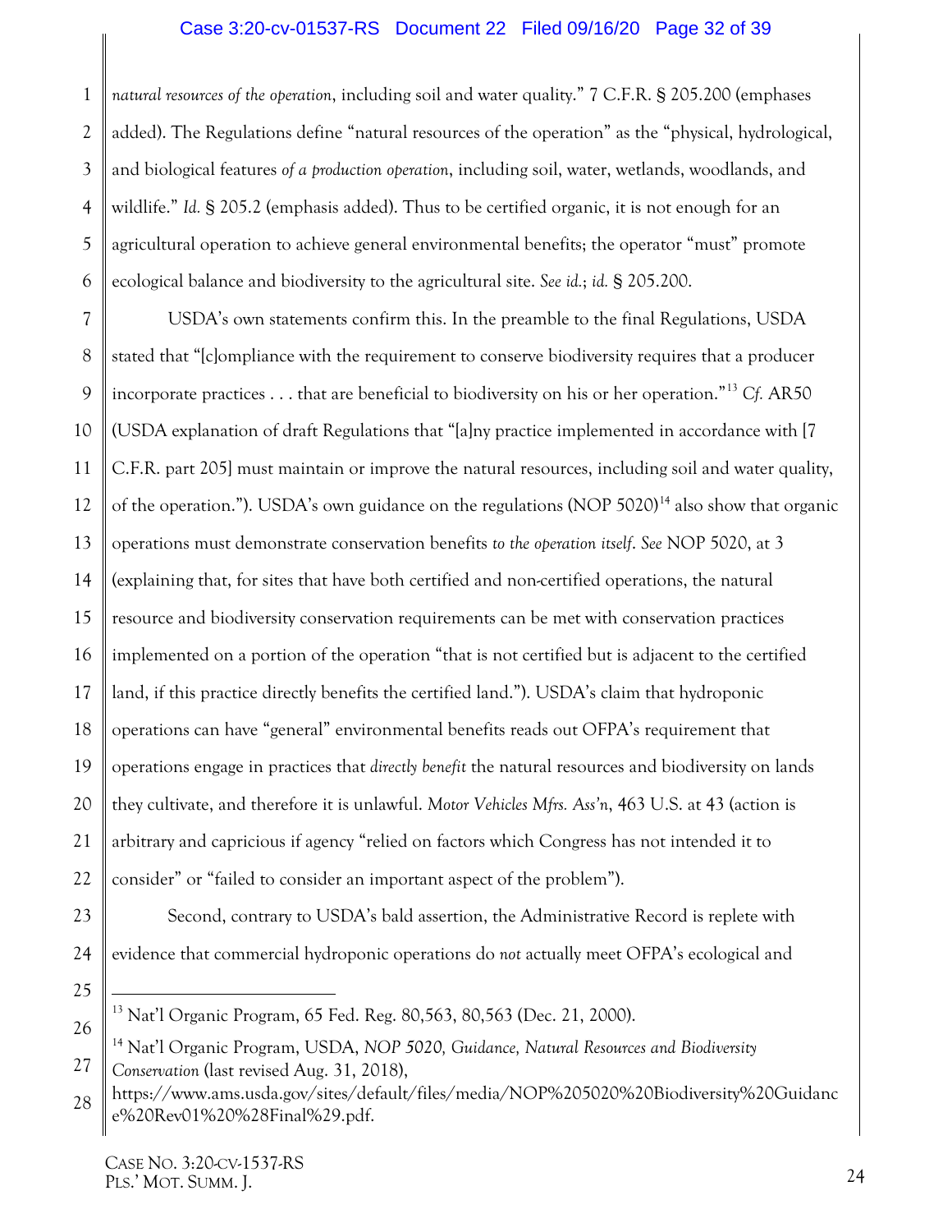*natural resources of the operation*, including soil and water quality." 7 C.F.R. § 205.200 (emphases added). The Regulations define "natural resources of the operation" as the "physical, hydrological, and biological features *of a production operation*, including soil, water, wetlands, woodlands, and wildlife." *Id.* § 205.2 (emphasis added). Thus to be certified organic, it is not enough for an agricultural operation to achieve general environmental benefits; the operator "must" promote ecological balance and biodiversity to the agricultural site. *See id.*; *id.* § 205.200.

USDA's own statements confirm this. In the preamble to the final Regulations, USDA stated that "[c]ompliance with the requirement to conserve biodiversity requires that a producer incorporate practices . . . that are beneficial to biodiversity on his or her operation."[13] *Cf.* AR50 (USDA explanation of draft Regulations that "[a]ny practice implemented in accordance with [7 C.F.R. part 205] must maintain or improve the natural resources, including soil and water quality, of the operation."). USDA's own guidance on the regulations (NOP 5020)[14] also show that organic operations must demonstrate conservation benefits *to the operation itself*. *See* NOP 5020, at 3 (explaining that, for sites that have both certified and non-certified operations, the natural resource and biodiversity conservation requirements can be met with conservation practices implemented on a portion of the operation "that is not certified but is adjacent to the certified land, if this practice directly benefits the certified land."). USDA's claim that hydroponic operations can have "general" environmental benefits reads out OFPA's requirement that operations engage in practices that *directly benefit* the natural resources and biodiversity on lands they cultivate, and therefore it is unlawful. *Motor Vehicles Mfrs. Ass'n*, 463 U.S. at 43 (action is arbitrary and capricious if agency "relied on factors which Congress has not intended it to consider" or "failed to consider an important aspect of the problem").

Second, contrary to USDA's bald assertion, the Administrative Record is replete with evidence that commercial hydroponic operations do *not* actually meet OFPA's ecological and

---

[13] Nat'l Organic Program, 65 Fed. Reg. 80,563, 80,563 (Dec. 21, 2000).

[14] Nat'l Organic Program, USDA, *NOP 5020, Guidance, Natural Resources and Biodiversity Conservation* (last revised Aug. 31, 2018), https://www.ams.usda.gov/sites/default/files/media/NOP%205020%20Biodiversity%20Guidance%20Rev01%20%28Final%29.pdf.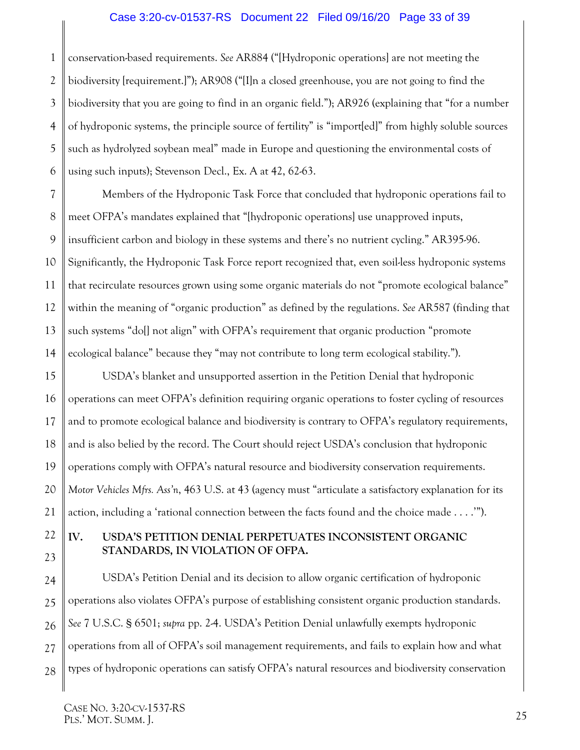conservation-based requirements. *See* AR884 ("[Hydroponic operations] are not meeting the biodiversity [requirement.]"); AR908 ("[I]n a closed greenhouse, you are not going to find the biodiversity that you are going to find in an organic field."); AR926 (explaining that "for a number of hydroponic systems, the principle source of fertility" is "import[ed]" from highly soluble sources such as hydrolyzed soybean meal" made in Europe and questioning the environmental costs of using such inputs); Stevenson Decl., Ex. A at 42, 62-63.

Members of the Hydroponic Task Force that concluded that hydroponic operations fail to meet OFPA's mandates explained that "[hydroponic operations] use unapproved inputs, insufficient carbon and biology in these systems and there's no nutrient cycling." AR395-96. Significantly, the Hydroponic Task Force report recognized that, even soil-less hydroponic systems that recirculate resources grown using some organic materials do not "promote ecological balance" within the meaning of "organic production" as defined by the regulations. *See* AR587 (finding that such systems "do[] not align" with OFPA's requirement that organic production "promote ecological balance" because they "may not contribute to long term ecological stability.").

USDA's blanket and unsupported assertion in the Petition Denial that hydroponic operations can meet OFPA's definition requiring organic operations to foster cycling of resources and to promote ecological balance and biodiversity is contrary to OFPA's regulatory requirements, and is also belied by the record. The Court should reject USDA's conclusion that hydroponic operations comply with OFPA's natural resource and biodiversity conservation requirements. *Motor Vehicles Mfrs. Ass'n*, 463 U.S. at 43 (agency must "articulate a satisfactory explanation for its action, including a 'rational connection between the facts found and the choice made . . . .'").

## IV. USDA'S PETITION DENIAL PERPETUATES INCONSISTENT ORGANIC STANDARDS, IN VIOLATION OF OFPA.

USDA's Petition Denial and its decision to allow organic certification of hydroponic operations also violates OFPA's purpose of establishing consistent organic production standards. *See* 7 U.S.C. § 6501; *supra* pp. 2-4. USDA's Petition Denial unlawfully exempts hydroponic operations from all of OFPA's soil management requirements, and fails to explain how and what types of hydroponic operations can satisfy OFPA's natural resources and biodiversity conservation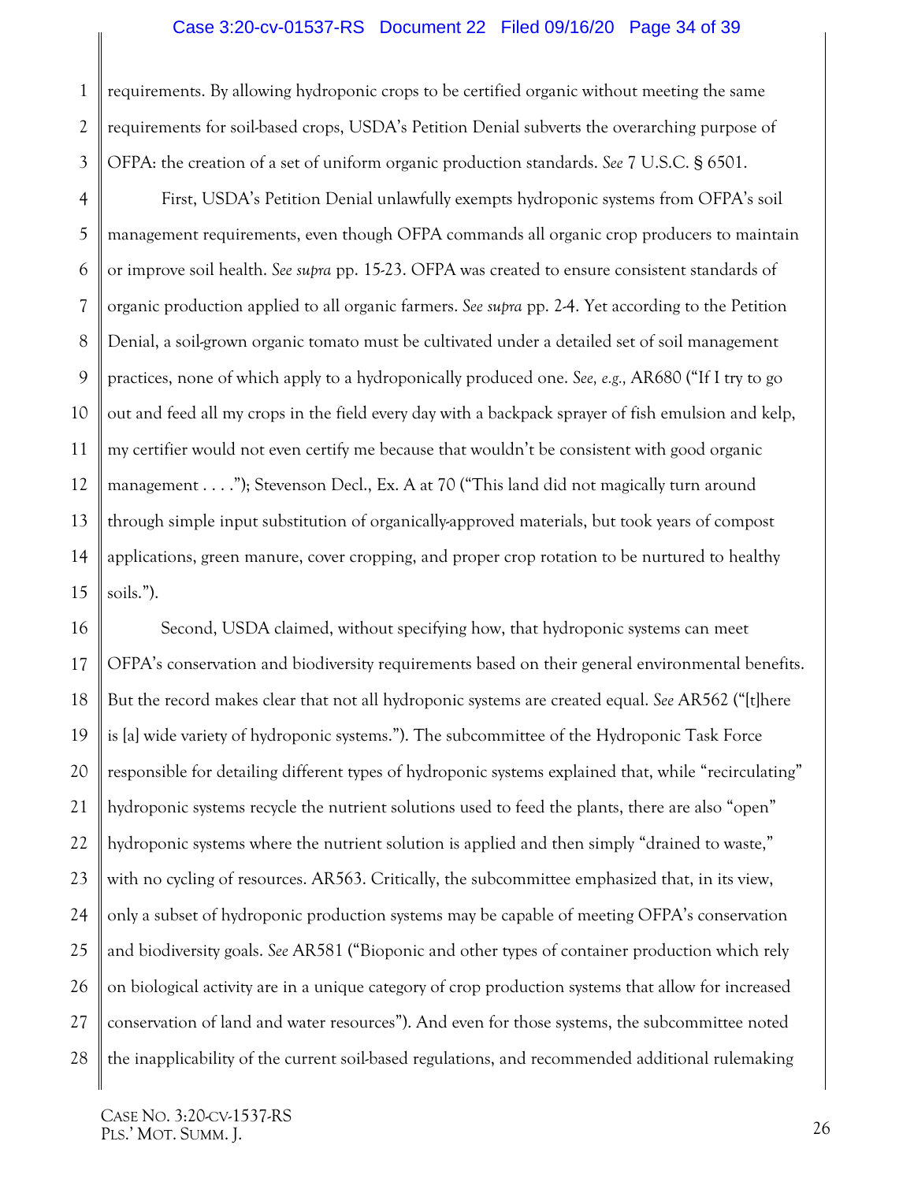requirements. By allowing hydroponic crops to be certified organic without meeting the same requirements for soil-based crops, USDA's Petition Denial subverts the overarching purpose of OFPA: the creation of a set of uniform organic production standards. *See* 7 U.S.C. § 6501.

First, USDA's Petition Denial unlawfully exempts hydroponic systems from OFPA's soil management requirements, even though OFPA commands all organic crop producers to maintain or improve soil health. *See supra* pp. 15-23. OFPA was created to ensure consistent standards of organic production applied to all organic farmers. *See supra* pp. 2-4. Yet according to the Petition Denial, a soil-grown organic tomato must be cultivated under a detailed set of soil management practices, none of which apply to a hydroponically produced one. *See, e.g.,* AR680 ("If I try to go out and feed all my crops in the field every day with a backpack sprayer of fish emulsion and kelp, my certifier would not even certify me because that wouldn't be consistent with good organic management . . . ."); Stevenson Decl., Ex. A at 70 ("This land did not magically turn around through simple input substitution of organically-approved materials, but took years of compost applications, green manure, cover cropping, and proper crop rotation to be nurtured to healthy soils.").

Second, USDA claimed, without specifying how, that hydroponic systems can meet OFPA's conservation and biodiversity requirements based on their general environmental benefits. But the record makes clear that not all hydroponic systems are created equal. *See* AR562 ("[t]here is [a] wide variety of hydroponic systems."). The subcommittee of the Hydroponic Task Force responsible for detailing different types of hydroponic systems explained that, while "recirculating" hydroponic systems recycle the nutrient solutions used to feed the plants, there are also "open" hydroponic systems where the nutrient solution is applied and then simply "drained to waste," with no cycling of resources. AR563. Critically, the subcommittee emphasized that, in its view, only a subset of hydroponic production systems may be capable of meeting OFPA's conservation and biodiversity goals. *See* AR581 ("Bioponic and other types of container production which rely on biological activity are in a unique category of crop production systems that allow for increased conservation of land and water resources"). And even for those systems, the subcommittee noted the inapplicability of the current soil-based regulations, and recommended additional rulemaking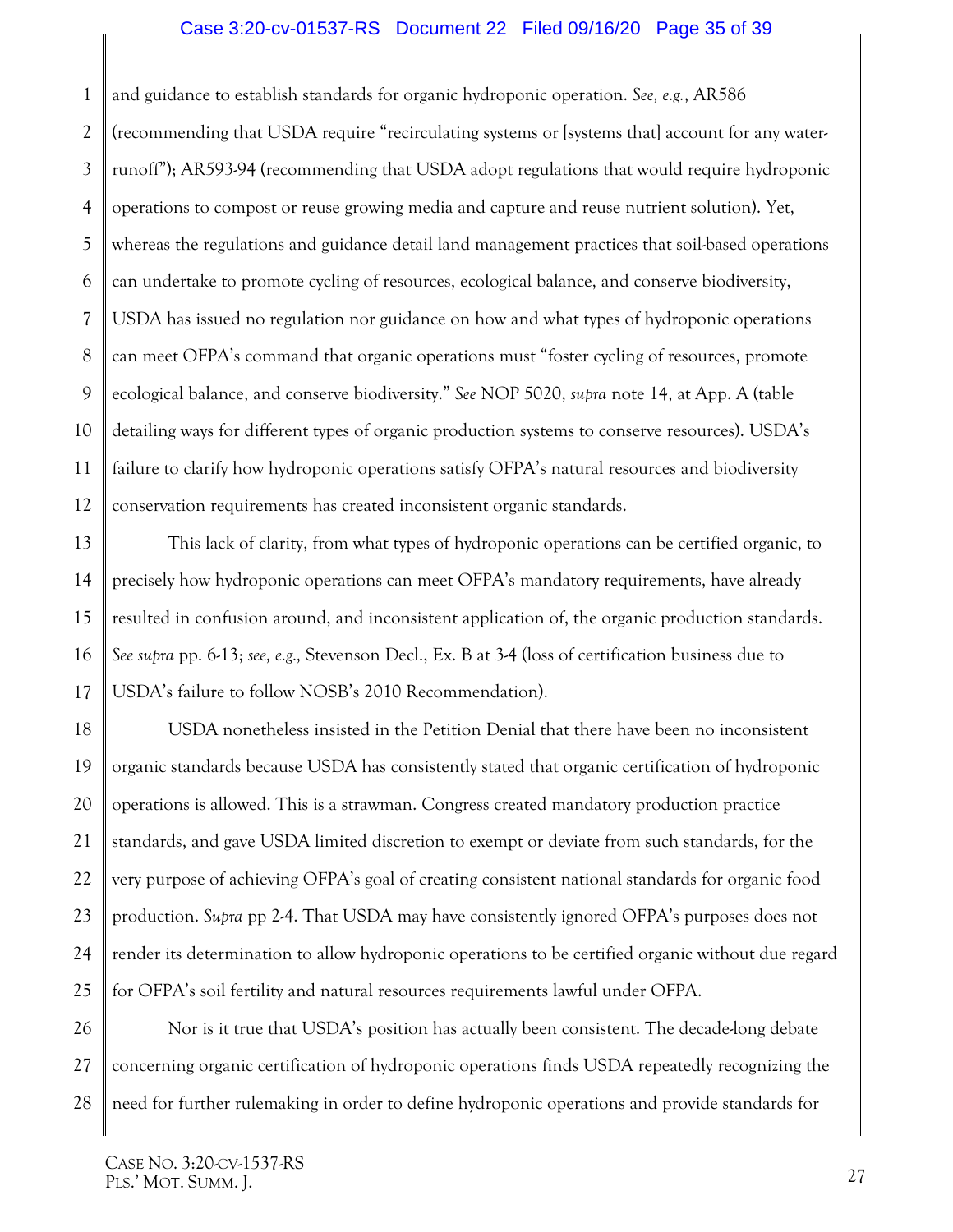and guidance to establish standards for organic hydroponic operation. *See, e.g.*, AR586 (recommending that USDA require "recirculating systems or [systems that] account for any water-runoff"); AR593-94 (recommending that USDA adopt regulations that would require hydroponic operations to compost or reuse growing media and capture and reuse nutrient solution). Yet, whereas the regulations and guidance detail land management practices that soil-based operations can undertake to promote cycling of resources, ecological balance, and conserve biodiversity, USDA has issued no regulation nor guidance on how and what types of hydroponic operations can meet OFPA's command that organic operations must "foster cycling of resources, promote ecological balance, and conserve biodiversity." *See* NOP 5020, *supra* note 14, at App. A (table detailing ways for different types of organic production systems to conserve resources). USDA's failure to clarify how hydroponic operations satisfy OFPA's natural resources and biodiversity conservation requirements has created inconsistent organic standards.

This lack of clarity, from what types of hydroponic operations can be certified organic, to precisely how hydroponic operations can meet OFPA's mandatory requirements, have already resulted in confusion around, and inconsistent application of, the organic production standards. *See supra* pp. 6-13; *see, e.g.,* Stevenson Decl., Ex. B at 3-4 (loss of certification business due to USDA's failure to follow NOSB's 2010 Recommendation).

USDA nonetheless insisted in the Petition Denial that there have been no inconsistent organic standards because USDA has consistently stated that organic certification of hydroponic operations is allowed. This is a strawman. Congress created mandatory production practice standards, and gave USDA limited discretion to exempt or deviate from such standards, for the very purpose of achieving OFPA's goal of creating consistent national standards for organic food production. *Supra* pp 2-4. That USDA may have consistently ignored OFPA's purposes does not render its determination to allow hydroponic operations to be certified organic without due regard for OFPA's soil fertility and natural resources requirements lawful under OFPA.

Nor is it true that USDA's position has actually been consistent. The decade-long debate concerning organic certification of hydroponic operations finds USDA repeatedly recognizing the need for further rulemaking in order to define hydroponic operations and provide standards for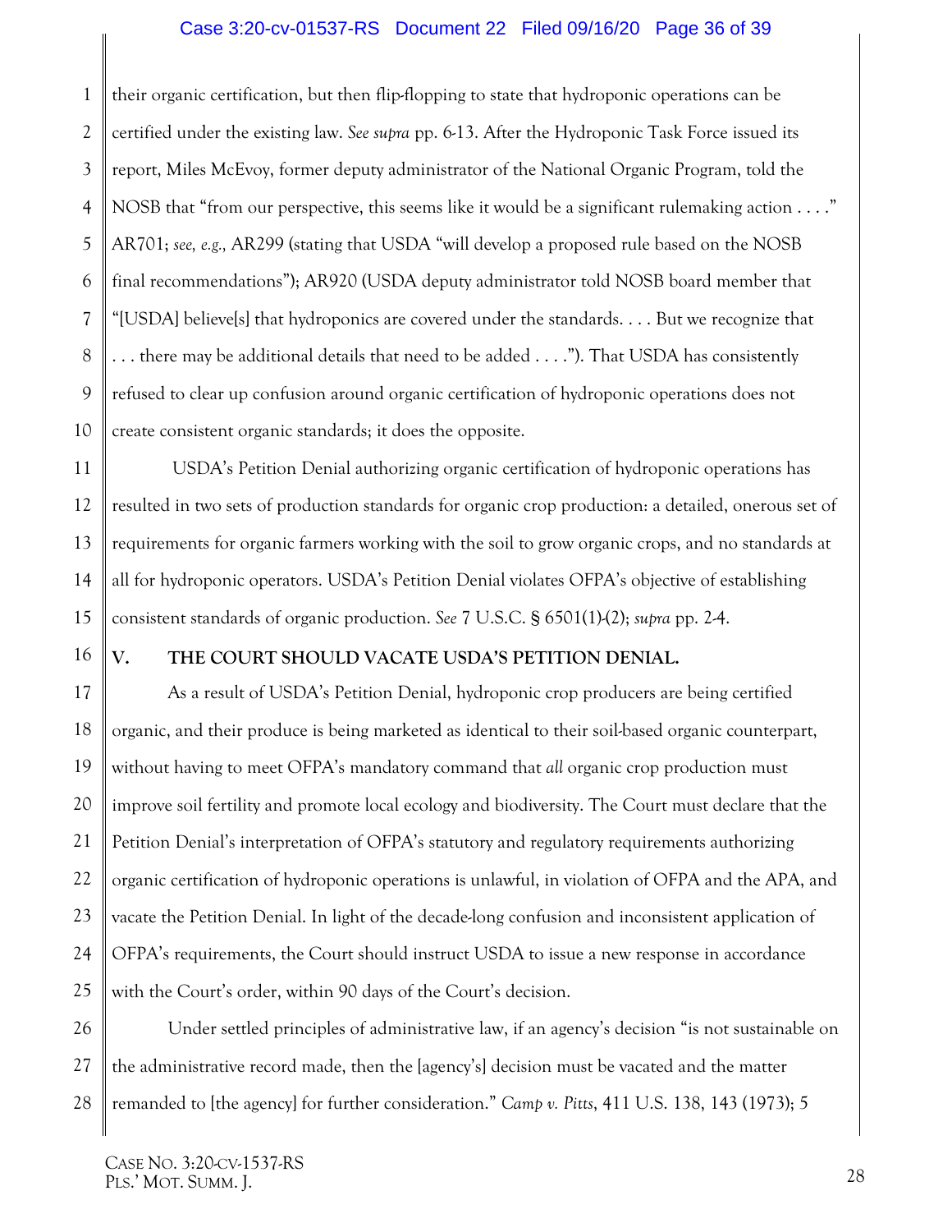their organic certification, but then flip-flopping to state that hydroponic operations can be certified under the existing law. *See supra* pp. 6-13. After the Hydroponic Task Force issued its report, Miles McEvoy, former deputy administrator of the National Organic Program, told the NOSB that "from our perspective, this seems like it would be a significant rulemaking action . . . ." AR701; *see, e.g.,* AR299 (stating that USDA "will develop a proposed rule based on the NOSB final recommendations"); AR920 (USDA deputy administrator told NOSB board member that "[USDA] believe[s] that hydroponics are covered under the standards. . . . But we recognize that . . . there may be additional details that need to be added . . . ."). That USDA has consistently refused to clear up confusion around organic certification of hydroponic operations does not create consistent organic standards; it does the opposite.

USDA's Petition Denial authorizing organic certification of hydroponic operations has resulted in two sets of production standards for organic crop production: a detailed, onerous set of requirements for organic farmers working with the soil to grow organic crops, and no standards at all for hydroponic operators. USDA's Petition Denial violates OFPA's objective of establishing consistent standards of organic production. *See* 7 U.S.C. § 6501(1)-(2); *supra* pp. 2-4.

## V. THE COURT SHOULD VACATE USDA'S PETITION DENIAL.

As a result of USDA's Petition Denial, hydroponic crop producers are being certified organic, and their produce is being marketed as identical to their soil-based organic counterpart, without having to meet OFPA's mandatory command that *all* organic crop production must improve soil fertility and promote local ecology and biodiversity. The Court must declare that the Petition Denial's interpretation of OFPA's statutory and regulatory requirements authorizing organic certification of hydroponic operations is unlawful, in violation of OFPA and the APA, and vacate the Petition Denial. In light of the decade-long confusion and inconsistent application of OFPA's requirements, the Court should instruct USDA to issue a new response in accordance with the Court's order, within 90 days of the Court's decision.

Under settled principles of administrative law, if an agency's decision "is not sustainable on the administrative record made, then the [agency's] decision must be vacated and the matter remanded to [the agency] for further consideration." *Camp v. Pitts*, 411 U.S. 138, 143 (1973); 5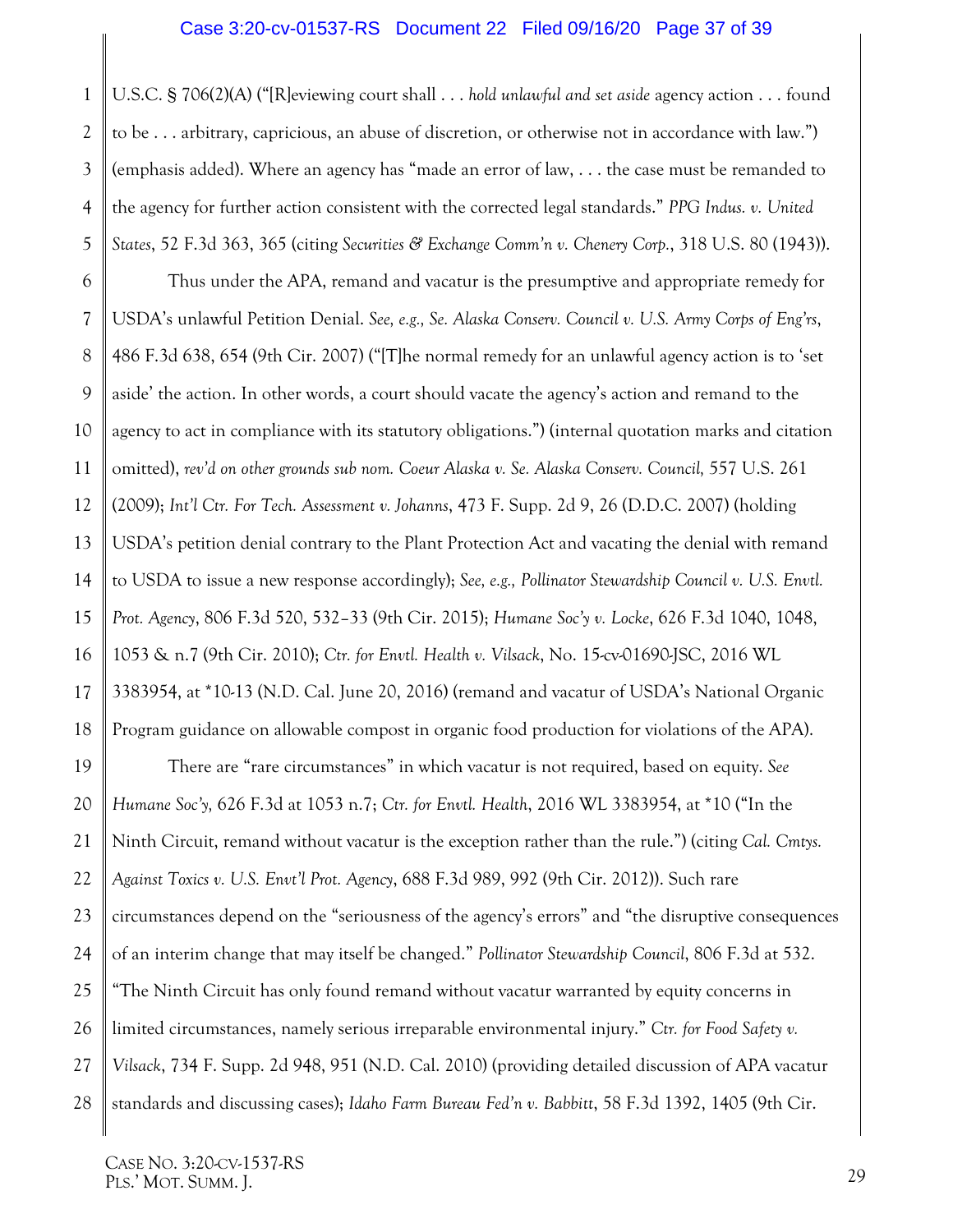U.S.C. § 706(2)(A) ("[R]eviewing court shall . . . *hold unlawful and set aside* agency action . . . found to be . . . arbitrary, capricious, an abuse of discretion, or otherwise not in accordance with law.") (emphasis added). Where an agency has "made an error of law, . . . the case must be remanded to the agency for further action consistent with the corrected legal standards." *PPG Indus. v. United States*, 52 F.3d 363, 365 (citing *Securities & Exchange Comm'n v. Chenery Corp.*, 318 U.S. 80 (1943)).

Thus under the APA, remand and vacatur is the presumptive and appropriate remedy for USDA's unlawful Petition Denial. *See, e.g., Se. Alaska Conserv. Council v. U.S. Army Corps of Eng'rs*, 486 F.3d 638, 654 (9th Cir. 2007) ("[T]he normal remedy for an unlawful agency action is to 'set aside' the action. In other words, a court should vacate the agency's action and remand to the agency to act in compliance with its statutory obligations.") (internal quotation marks and citation omitted), *rev'd on other grounds sub nom. Coeur Alaska v. Se. Alaska Conserv. Council,* 557 U.S. 261 (2009); *Int'l Ctr. For Tech. Assessment v. Johanns*, 473 F. Supp. 2d 9, 26 (D.D.C. 2007) (holding USDA's petition denial contrary to the Plant Protection Act and vacating the denial with remand to USDA to issue a new response accordingly); *See, e.g., Pollinator Stewardship Council v. U.S. Envtl. Prot. Agency*, 806 F.3d 520, 532–33 (9th Cir. 2015); *Humane Soc'y v. Locke*, 626 F.3d 1040, 1048, 1053 & n.7 (9th Cir. 2010); *Ctr. for Envtl. Health v. Vilsack*, No. 15-cv-01690-JSC, 2016 WL 3383954, at *10-13 (N.D. Cal. June 20, 2016) (remand and vacatur of USDA's National Organic Program guidance on allowable compost in organic food production for violations of the APA).

There are "rare circumstances" in which vacatur is not required, based on equity. *See Humane Soc'y,* 626 F.3d at 1053 n.7; *Ctr. for Envtl. Health*, 2016 WL 3383954, at *10 ("In the Ninth Circuit, remand without vacatur is the exception rather than the rule.") (citing *Cal. Cmtys. Against Toxics v. U.S. Envt'l Prot. Agency*, 688 F.3d 989, 992 (9th Cir. 2012)). Such rare circumstances depend on the "seriousness of the agency's errors" and "the disruptive consequences of an interim change that may itself be changed." *Pollinator Stewardship Council*, 806 F.3d at 532. "The Ninth Circuit has only found remand without vacatur warranted by equity concerns in limited circumstances, namely serious irreparable environmental injury." *Ctr. for Food Safety v. Vilsack*, 734 F. Supp. 2d 948, 951 (N.D. Cal. 2010) (providing detailed discussion of APA vacatur standards and discussing cases); *Idaho Farm Bureau Fed'n v. Babbitt*, 58 F.3d 1392, 1405 (9th Cir.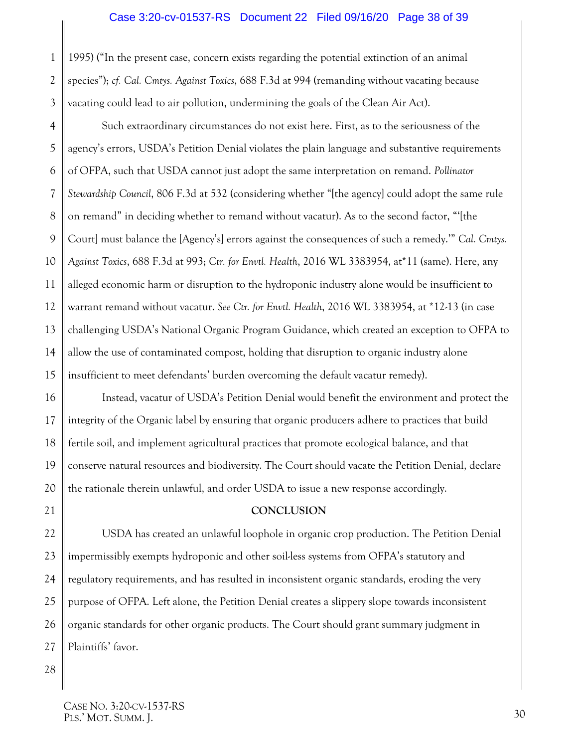1995) ("In the present case, concern exists regarding the potential extinction of an animal species"); *cf. Cal. Cmtys. Against Toxics*, 688 F.3d at 994 (remanding without vacating because vacating could lead to air pollution, undermining the goals of the Clean Air Act).

Such extraordinary circumstances do not exist here. First, as to the seriousness of the agency's errors, USDA's Petition Denial violates the plain language and substantive requirements of OFPA, such that USDA cannot just adopt the same interpretation on remand. *Pollinator Stewardship Council*, 806 F.3d at 532 (considering whether "[the agency] could adopt the same rule on remand" in deciding whether to remand without vacatur). As to the second factor, "'[the Court] must balance the [Agency's] errors against the consequences of such a remedy.'" *Cal. Cmtys. Against Toxics*, 688 F.3d at 993; *Ctr. for Envtl. Health*, 2016 WL 3383954, at*11 (same). Here, any alleged economic harm or disruption to the hydroponic industry alone would be insufficient to warrant remand without vacatur. *See Ctr. for Envtl. Health*, 2016 WL 3383954, at *12-13 (in case challenging USDA's National Organic Program Guidance, which created an exception to OFPA to allow the use of contaminated compost, holding that disruption to organic industry alone insufficient to meet defendants' burden overcoming the default vacatur remedy).

Instead, vacatur of USDA's Petition Denial would benefit the environment and protect the integrity of the Organic label by ensuring that organic producers adhere to practices that build fertile soil, and implement agricultural practices that promote ecological balance, and that conserve natural resources and biodiversity. The Court should vacate the Petition Denial, declare the rationale therein unlawful, and order USDA to issue a new response accordingly.

## CONCLUSION

USDA has created an unlawful loophole in organic crop production. The Petition Denial impermissibly exempts hydroponic and other soil-less systems from OFPA's statutory and regulatory requirements, and has resulted in inconsistent organic standards, eroding the very purpose of OFPA. Left alone, the Petition Denial creates a slippery slope towards inconsistent organic standards for other organic products. The Court should grant summary judgment in Plaintiffs' favor.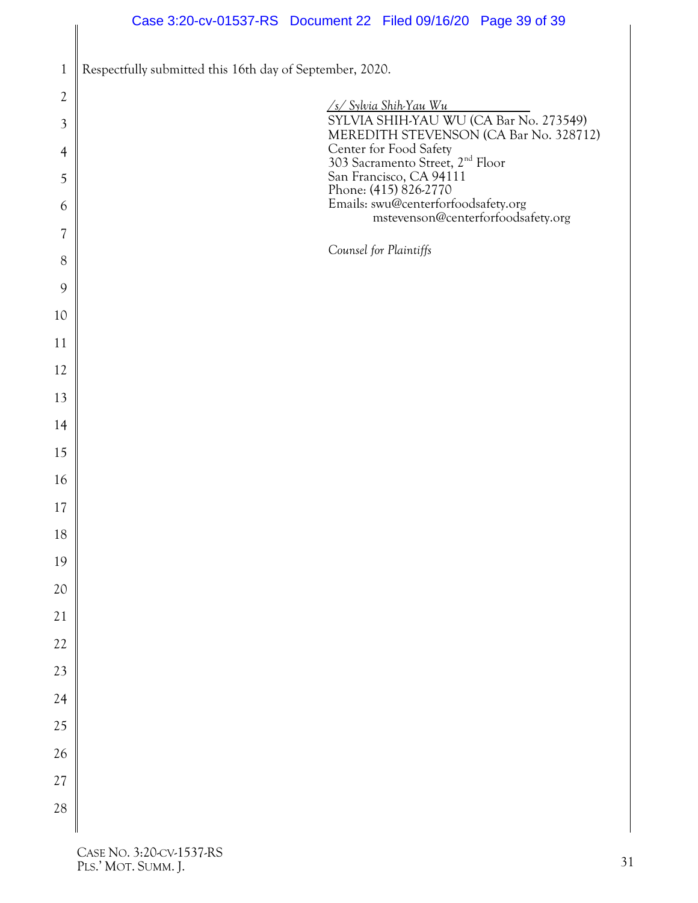Respectfully submitted this 16th day of September, 2020.

*/s/ Sylvia Shih-Yau Wu*
SYLVIA SHIH-YAU WU (CA Bar No. 273549)
MEREDITH STEVENSON (CA Bar No. 328712)
Center for Food Safety
303 Sacramento Street, 2nd Floor
San Francisco, CA 94111
Phone: (415) 826-2770
Emails: swu@centerforfoodsafety.org
mstevenson@centerforfoodsafety.org

*Counsel for Plaintiffs*